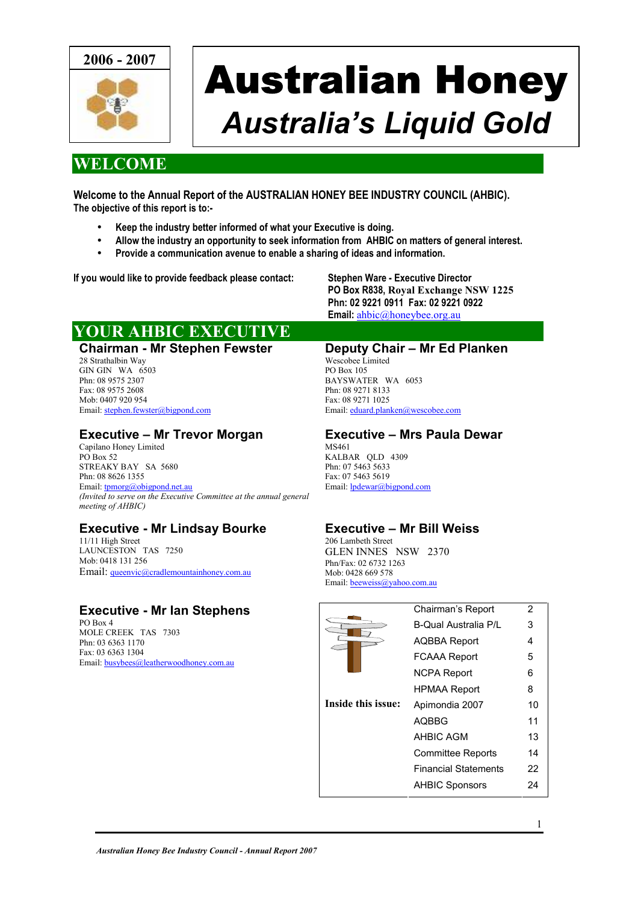2006 - 2007

# Australian Honey

## *Australia's Liquid Gold*

## WELCOME

**Welcome to the Annual Report of the AUSTRALIAN HONEY BEE INDUSTRY COUNCIL (AHBIC).**
**The objective of this report is to:-**

- **Keep the industry better informed of what your Executive is doing.**
- **Allow the industry an opportunity to seek information from AHBIC on matters of general interest.**
- **Provide a communication avenue to enable a sharing of ideas and information.**

**If you would like to provide feedback please contact:**

**Stephen Ware - Executive Director**
**PO Box R838, Royal Exchange NSW 1225**
**Phn: 02 9221 0911 Fax: 02 9221 0922**
**Email:** ahbic@honeybee.org.au

## YOUR AHBIC EXECUTIVE

### Chairman - Mr Stephen Fewster

28 Strathalbin Way
GIN GIN WA 6503
Phn: 08 9575 2307
Fax: 08 9575 2608
Mob: 0407 920 954
Email: stephen.fewster@bigpond.com

### Deputy Chair – Mr Ed Planken

Wescobee Limited
PO Box 105
BAYSWATER WA 6053
Phn: 08 9271 8133
Fax: 08 9271 1025
Email: eduard.planken@wescobee.com

### Executive – Mr Trevor Morgan

Capilano Honey Limited
PO Box 52
STREAKY BAY SA 5680
Phn: 08 8626 1355
Email: tpmorg@obigpond.net.au
*(Invited to serve on the Executive Committee at the annual general meeting of AHBIC)*

### Executive – Mrs Paula Dewar

MS461
KALBAR QLD 4309
Phn: 07 5463 5633
Fax: 07 5463 5619
Email: lpdewar@bigpond.com

### Executive - Mr Lindsay Bourke

11/11 High Street
LAUNCESTON TAS 7250
Mob: 0418 131 256
Email: queenvic@cradlemountainhoney.com.au

### Executive – Mr Bill Weiss

206 Lambeth Street
GLEN INNES NSW 2370
Phn/Fax: 02 6732 1263
Mob: 0428 669 578
Email: beeweiss@yahoo.com.au

### Executive - Mr Ian Stephens

PO Box 4
MOLE CREEK TAS 7303
Phn: 03 6363 1170
Fax: 03 6363 1304
Email: busybees@leatherwoodhoney.com.au

**Inside this issue:**

| | |
|---|---|
| Chairman's Report | 2 |
| B-Qual Australia P/L | 3 |
| AQBBA Report | 4 |
| FCAAA Report | 5 |
| NCPA Report | 6 |
| HPMAA Report | 8 |
| Apimondia 2007 | 10 |
| AQBBG | 11 |
| AHBIC AGM | 13 |
| Committee Reports | 14 |
| Financial Statements | 22 |
| AHBIC Sponsors | 24 |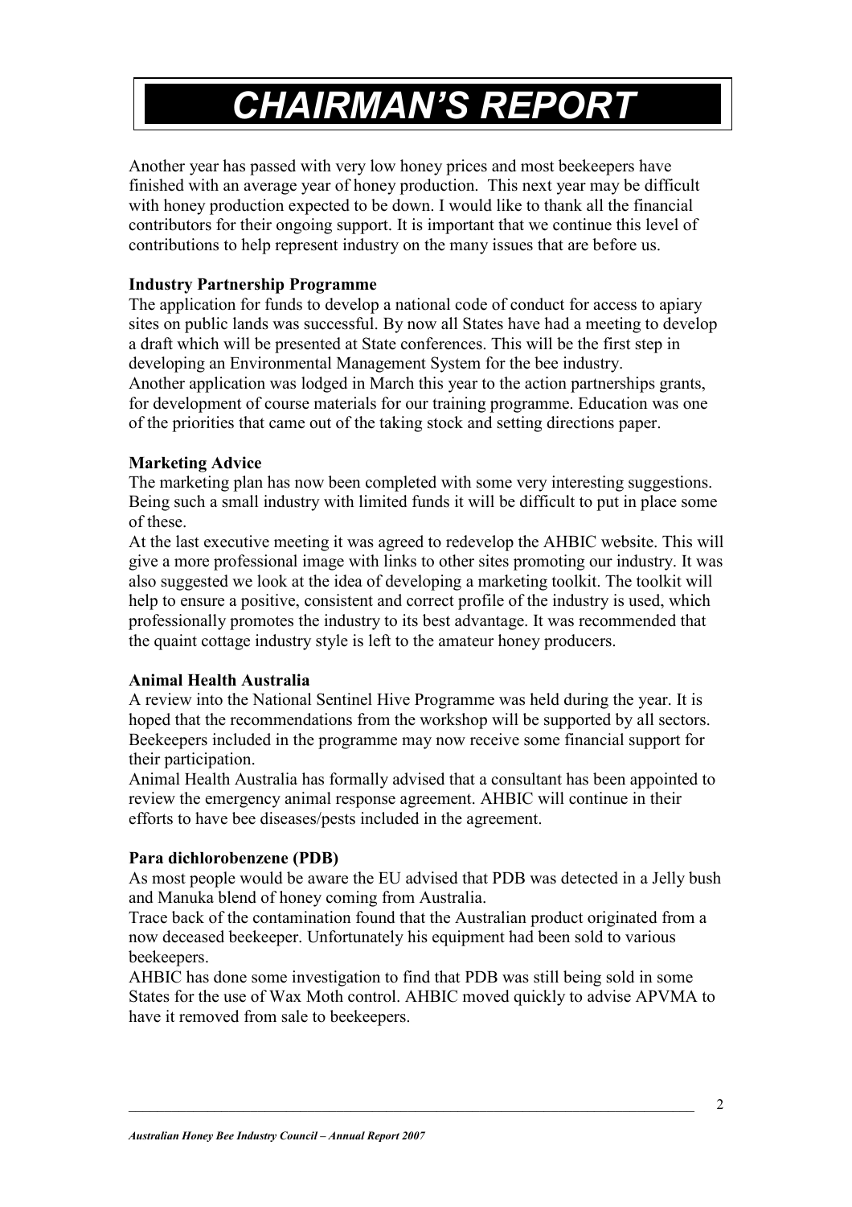# CHAIRMAN'S REPORT

Another year has passed with very low honey prices and most beekeepers have finished with an average year of honey production. This next year may be difficult with honey production expected to be down. I would like to thank all the financial contributors for their ongoing support. It is important that we continue this level of contributions to help represent industry on the many issues that are before us.

**Industry Partnership Programme**

The application for funds to develop a national code of conduct for access to apiary sites on public lands was successful. By now all States have had a meeting to develop a draft which will be presented at State conferences. This will be the first step in developing an Environmental Management System for the bee industry.

Another application was lodged in March this year to the action partnerships grants, for development of course materials for our training programme. Education was one of the priorities that came out of the taking stock and setting directions paper.

**Marketing Advice**

The marketing plan has now been completed with some very interesting suggestions. Being such a small industry with limited funds it will be difficult to put in place some of these.

At the last executive meeting it was agreed to redevelop the AHBIC website. This will give a more professional image with links to other sites promoting our industry. It was also suggested we look at the idea of developing a marketing toolkit. The toolkit will help to ensure a positive, consistent and correct profile of the industry is used, which professionally promotes the industry to its best advantage. It was recommended that the quaint cottage industry style is left to the amateur honey producers.

**Animal Health Australia**

A review into the National Sentinel Hive Programme was held during the year. It is hoped that the recommendations from the workshop will be supported by all sectors. Beekeepers included in the programme may now receive some financial support for their participation.

Animal Health Australia has formally advised that a consultant has been appointed to review the emergency animal response agreement. AHBIC will continue in their efforts to have bee diseases/pests included in the agreement.

**Para dichlorobenzene (PDB)**

As most people would be aware the EU advised that PDB was detected in a Jelly bush and Manuka blend of honey coming from Australia.

Trace back of the contamination found that the Australian product originated from a now deceased beekeeper. Unfortunately his equipment had been sold to various beekeepers.

AHBIC has done some investigation to find that PDB was still being sold in some States for the use of Wax Moth control. AHBIC moved quickly to advise APVMA to have it removed from sale to beekeepers.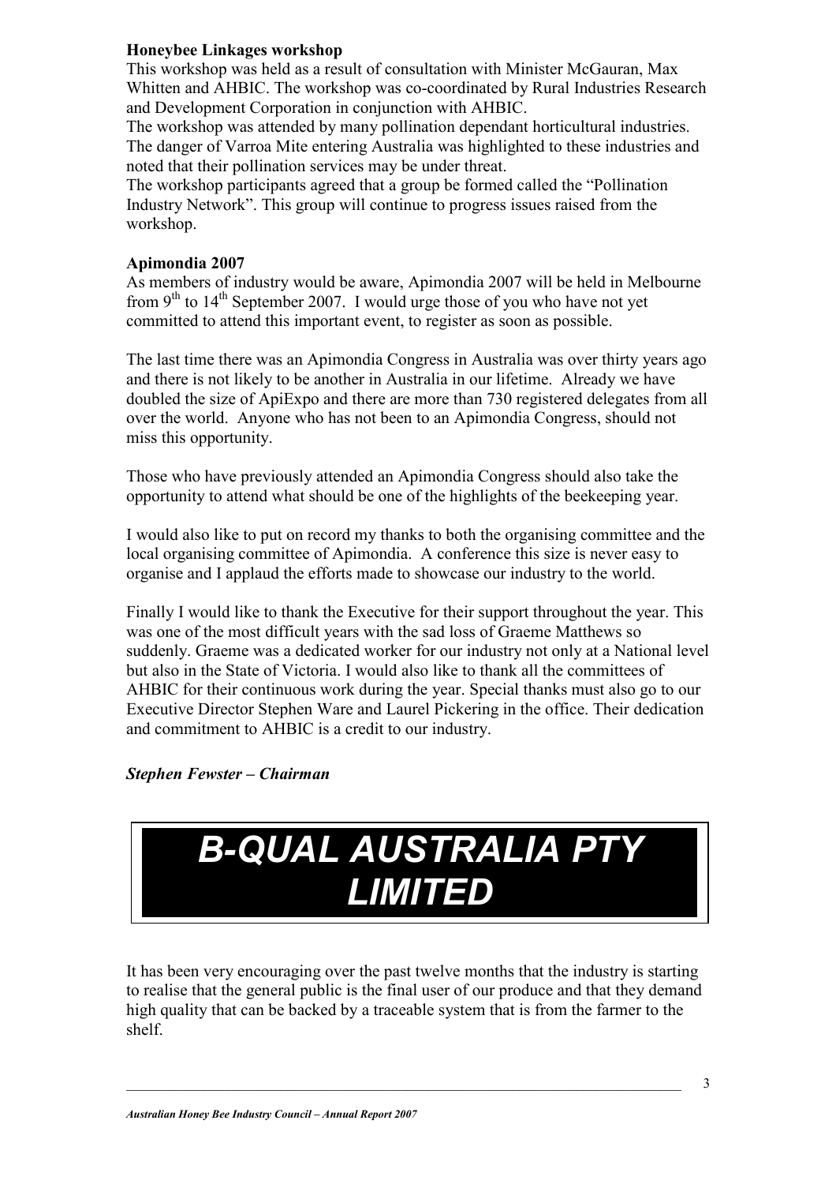### Honeybee Linkages workshop

This workshop was held as a result of consultation with Minister McGauran, Max Whitten and AHBIC. The workshop was co-coordinated by Rural Industries Research and Development Corporation in conjunction with AHBIC.

The workshop was attended by many pollination dependant horticultural industries. The danger of Varroa Mite entering Australia was highlighted to these industries and noted that their pollination services may be under threat.

The workshop participants agreed that a group be formed called the "Pollination Industry Network". This group will continue to progress issues raised from the workshop.

### Apimondia 2007

As members of industry would be aware, Apimondia 2007 will be held in Melbourne from 9th to 14th September 2007. I would urge those of you who have not yet committed to attend this important event, to register as soon as possible.

The last time there was an Apimondia Congress in Australia was over thirty years ago and there is not likely to be another in Australia in our lifetime. Already we have doubled the size of ApiExpo and there are more than 730 registered delegates from all over the world. Anyone who has not been to an Apimondia Congress, should not miss this opportunity.

Those who have previously attended an Apimondia Congress should also take the opportunity to attend what should be one of the highlights of the beekeeping year.

I would also like to put on record my thanks to both the organising committee and the local organising committee of Apimondia. A conference this size is never easy to organise and I applaud the efforts made to showcase our industry to the world.

Finally I would like to thank the Executive for their support throughout the year. This was one of the most difficult years with the sad loss of Graeme Matthews so suddenly. Graeme was a dedicated worker for our industry not only at a National level but also in the State of Victoria. I would also like to thank all the committees of AHBIC for their continuous work during the year. Special thanks must also go to our Executive Director Stephen Ware and Laurel Pickering in the office. Their dedication and commitment to AHBIC is a credit to our industry.

***Stephen Fewster – Chairman***

# *B-QUAL AUSTRALIA PTY LIMITED*

It has been very encouraging over the past twelve months that the industry is starting to realise that the general public is the final user of our produce and that they demand high quality that can be backed by a traceable system that is from the farmer to the shelf.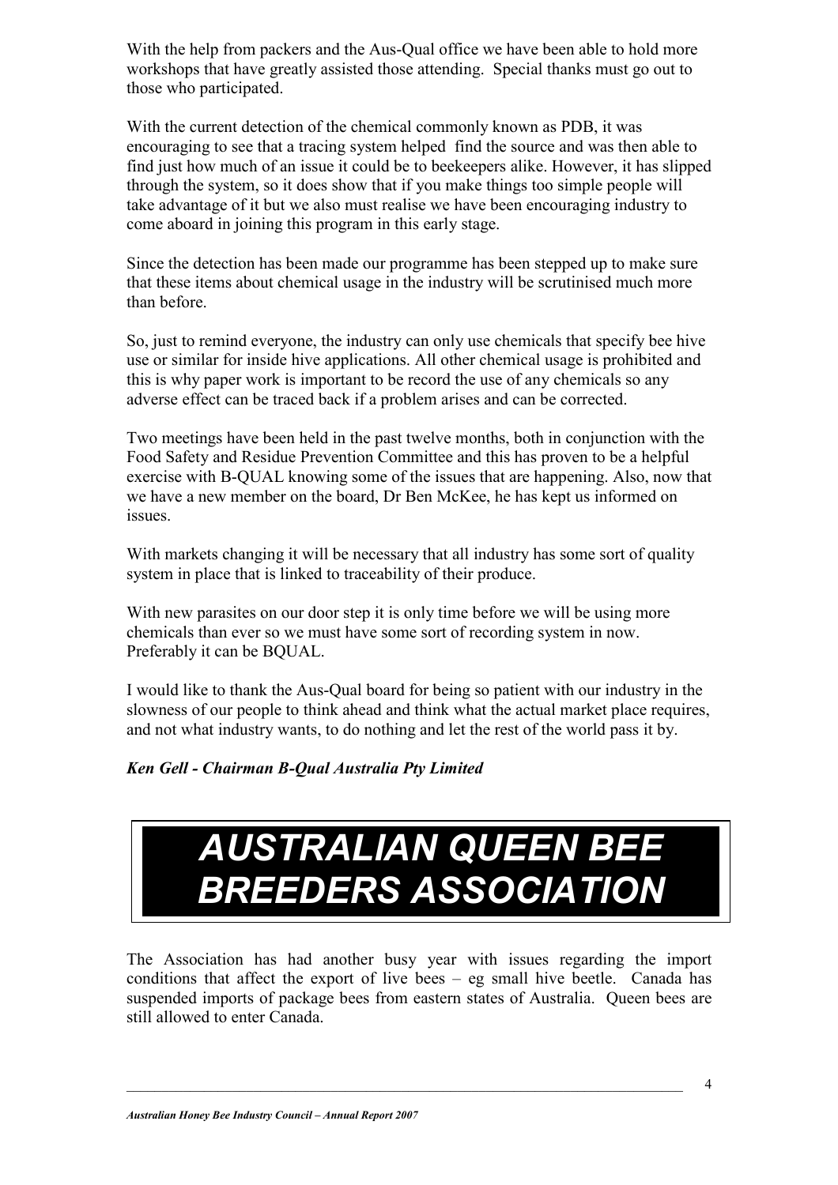With the help from packers and the Aus-Qual office we have been able to hold more workshops that have greatly assisted those attending. Special thanks must go out to those who participated.

With the current detection of the chemical commonly known as PDB, it was encouraging to see that a tracing system helped find the source and was then able to find just how much of an issue it could be to beekeepers alike. However, it has slipped through the system, so it does show that if you make things too simple people will take advantage of it but we also must realise we have been encouraging industry to come aboard in joining this program in this early stage.

Since the detection has been made our programme has been stepped up to make sure that these items about chemical usage in the industry will be scrutinised much more than before.

So, just to remind everyone, the industry can only use chemicals that specify bee hive use or similar for inside hive applications. All other chemical usage is prohibited and this is why paper work is important to be record the use of any chemicals so any adverse effect can be traced back if a problem arises and can be corrected.

Two meetings have been held in the past twelve months, both in conjunction with the Food Safety and Residue Prevention Committee and this has proven to be a helpful exercise with B-QUAL knowing some of the issues that are happening. Also, now that we have a new member on the board, Dr Ben McKee, he has kept us informed on issues.

With markets changing it will be necessary that all industry has some sort of quality system in place that is linked to traceability of their produce.

With new parasites on our door step it is only time before we will be using more chemicals than ever so we must have some sort of recording system in now. Preferably it can be BQUAL.

I would like to thank the Aus-Qual board for being so patient with our industry in the slowness of our people to think ahead and think what the actual market place requires, and not what industry wants, to do nothing and let the rest of the world pass it by.

***Ken Gell - Chairman B-Qual Australia Pty Limited***

# *AUSTRALIAN QUEEN BEE BREEDERS ASSOCIATION*

The Association has had another busy year with issues regarding the import conditions that affect the export of live bees – eg small hive beetle. Canada has suspended imports of package bees from eastern states of Australia. Queen bees are still allowed to enter Canada.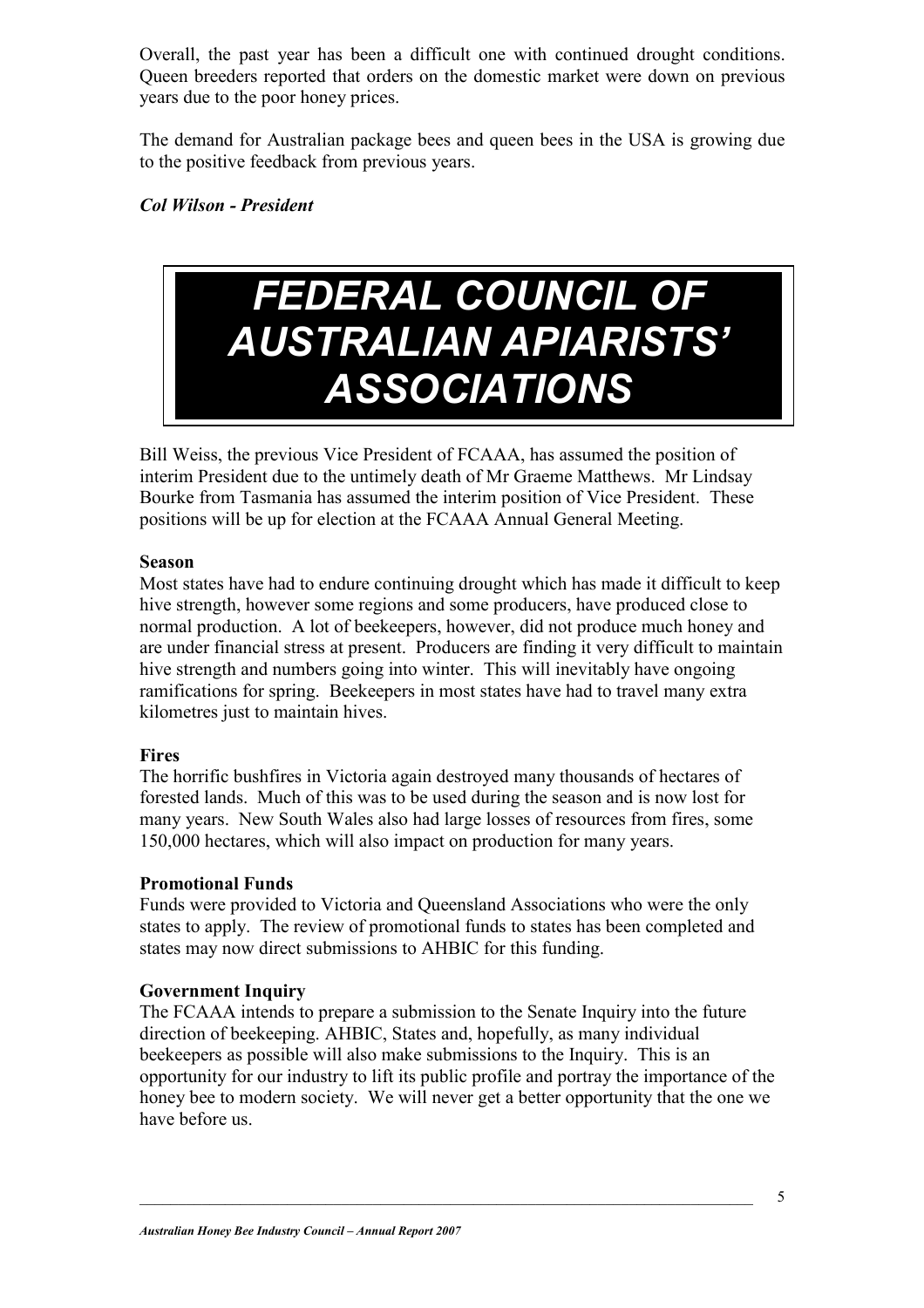Overall, the past year has been a difficult one with continued drought conditions. Queen breeders reported that orders on the domestic market were down on previous years due to the poor honey prices.

The demand for Australian package bees and queen bees in the USA is growing due to the positive feedback from previous years.

***Col Wilson - President***

# *FEDERAL COUNCIL OF AUSTRALIAN APIARISTS' ASSOCIATIONS*

Bill Weiss, the previous Vice President of FCAAA, has assumed the position of interim President due to the untimely death of Mr Graeme Matthews. Mr Lindsay Bourke from Tasmania has assumed the interim position of Vice President. These positions will be up for election at the FCAAA Annual General Meeting.

**Season**

Most states have had to endure continuing drought which has made it difficult to keep hive strength, however some regions and some producers, have produced close to normal production. A lot of beekeepers, however, did not produce much honey and are under financial stress at present. Producers are finding it very difficult to maintain hive strength and numbers going into winter. This will inevitably have ongoing ramifications for spring. Beekeepers in most states have had to travel many extra kilometres just to maintain hives.

**Fires**

The horrific bushfires in Victoria again destroyed many thousands of hectares of forested lands. Much of this was to be used during the season and is now lost for many years. New South Wales also had large losses of resources from fires, some 150,000 hectares, which will also impact on production for many years.

**Promotional Funds**

Funds were provided to Victoria and Queensland Associations who were the only states to apply. The review of promotional funds to states has been completed and states may now direct submissions to AHBIC for this funding.

**Government Inquiry**

The FCAAA intends to prepare a submission to the Senate Inquiry into the future direction of beekeeping. AHBIC, States and, hopefully, as many individual beekeepers as possible will also make submissions to the Inquiry. This is an opportunity for our industry to lift its public profile and portray the importance of the honey bee to modern society. We will never get a better opportunity that the one we have before us.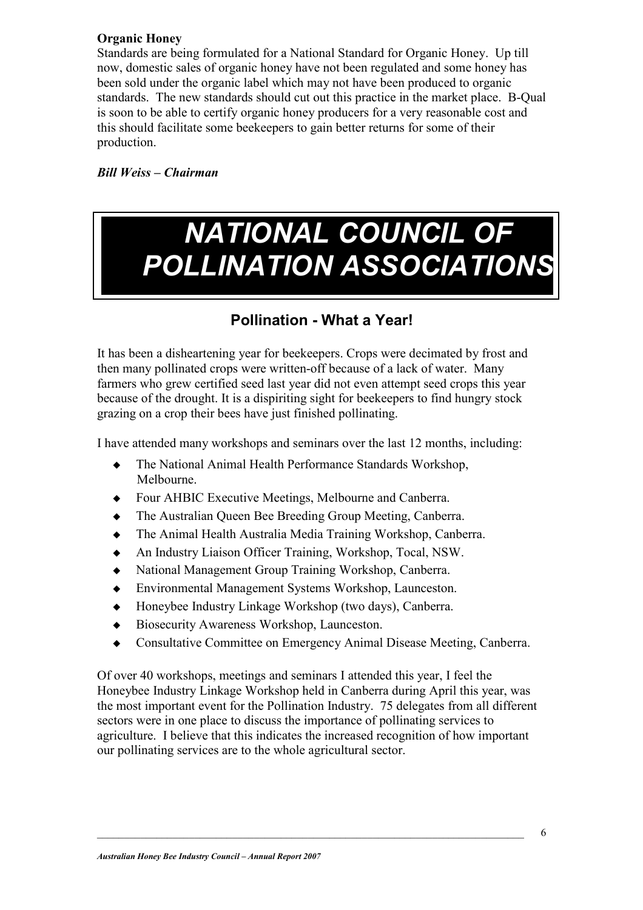**Organic Honey**

Standards are being formulated for a National Standard for Organic Honey. Up till now, domestic sales of organic honey have not been regulated and some honey has been sold under the organic label which may not have been produced to organic standards. The new standards should cut out this practice in the market place. B-Qual is soon to be able to certify organic honey producers for a very reasonable cost and this should facilitate some beekeepers to gain better returns for some of their production.

***Bill Weiss – Chairman***

# NATIONAL COUNCIL OF POLLINATION ASSOCIATIONS

## Pollination - What a Year!

It has been a disheartening year for beekeepers. Crops were decimated by frost and then many pollinated crops were written-off because of a lack of water. Many farmers who grew certified seed last year did not even attempt seed crops this year because of the drought. It is a dispiriting sight for beekeepers to find hungry stock grazing on a crop their bees have just finished pollinating.

I have attended many workshops and seminars over the last 12 months, including:

- The National Animal Health Performance Standards Workshop, Melbourne.
- Four AHBIC Executive Meetings, Melbourne and Canberra.
- The Australian Queen Bee Breeding Group Meeting, Canberra.
- The Animal Health Australia Media Training Workshop, Canberra.
- An Industry Liaison Officer Training, Workshop, Tocal, NSW.
- National Management Group Training Workshop, Canberra.
- Environmental Management Systems Workshop, Launceston.
- Honeybee Industry Linkage Workshop (two days), Canberra.
- Biosecurity Awareness Workshop, Launceston.
- Consultative Committee on Emergency Animal Disease Meeting, Canberra.

Of over 40 workshops, meetings and seminars I attended this year, I feel the Honeybee Industry Linkage Workshop held in Canberra during April this year, was the most important event for the Pollination Industry. 75 delegates from all different sectors were in one place to discuss the importance of pollinating services to agriculture. I believe that this indicates the increased recognition of how important our pollinating services are to the whole agricultural sector.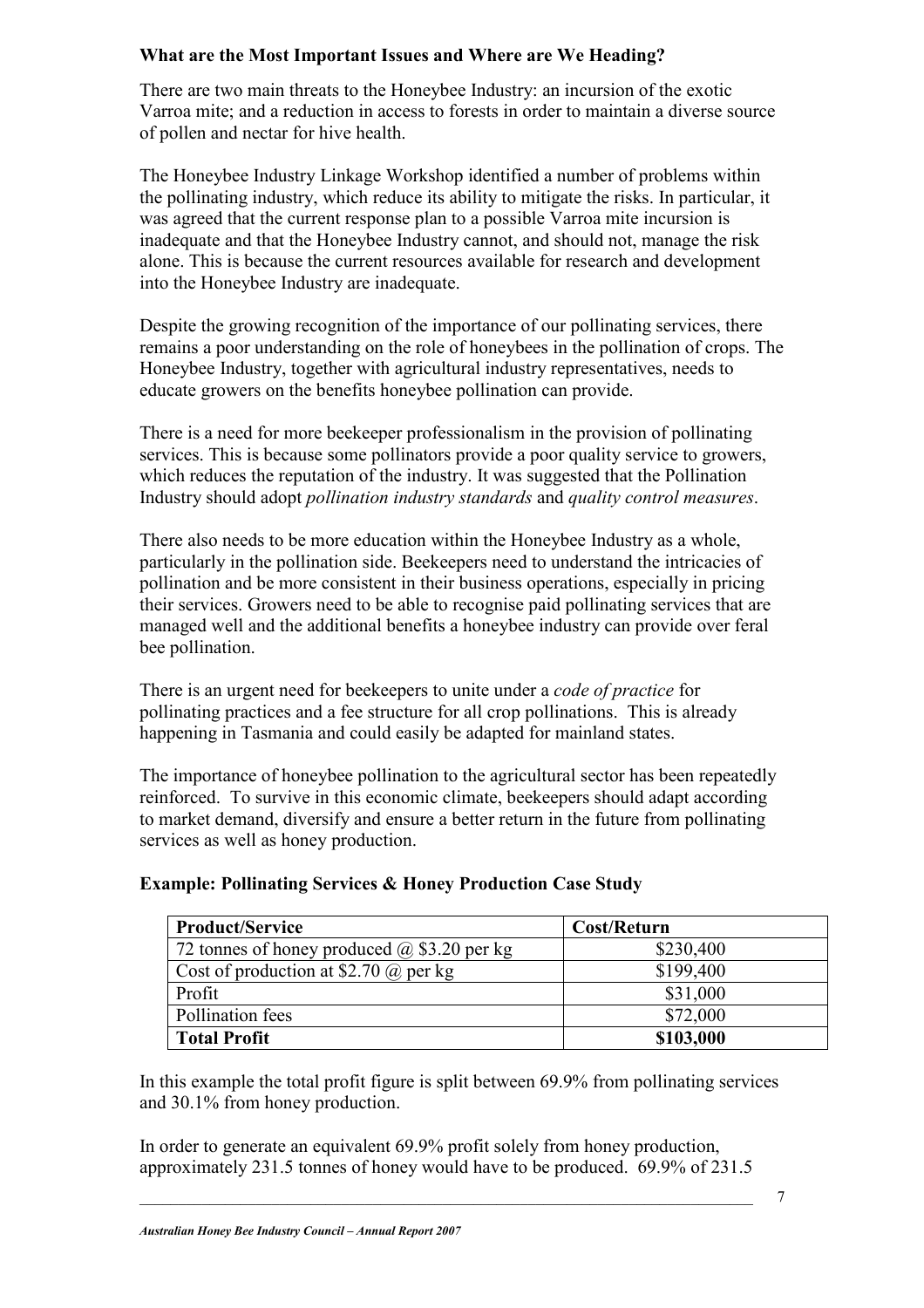### What are the Most Important Issues and Where are We Heading?

There are two main threats to the Honeybee Industry: an incursion of the exotic Varroa mite; and a reduction in access to forests in order to maintain a diverse source of pollen and nectar for hive health.

The Honeybee Industry Linkage Workshop identified a number of problems within the pollinating industry, which reduce its ability to mitigate the risks. In particular, it was agreed that the current response plan to a possible Varroa mite incursion is inadequate and that the Honeybee Industry cannot, and should not, manage the risk alone. This is because the current resources available for research and development into the Honeybee Industry are inadequate.

Despite the growing recognition of the importance of our pollinating services, there remains a poor understanding on the role of honeybees in the pollination of crops. The Honeybee Industry, together with agricultural industry representatives, needs to educate growers on the benefits honeybee pollination can provide.

There is a need for more beekeeper professionalism in the provision of pollinating services. This is because some pollinators provide a poor quality service to growers, which reduces the reputation of the industry. It was suggested that the Pollination Industry should adopt *pollination industry standards* and *quality control measures*.

There also needs to be more education within the Honeybee Industry as a whole, particularly in the pollination side. Beekeepers need to understand the intricacies of pollination and be more consistent in their business operations, especially in pricing their services. Growers need to be able to recognise paid pollinating services that are managed well and the additional benefits a honeybee industry can provide over feral bee pollination.

There is an urgent need for beekeepers to unite under a *code of practice* for pollinating practices and a fee structure for all crop pollinations. This is already happening in Tasmania and could easily be adapted for mainland states.

The importance of honeybee pollination to the agricultural sector has been repeatedly reinforced. To survive in this economic climate, beekeepers should adapt according to market demand, diversify and ensure a better return in the future from pollinating services as well as honey production.

### Example: Pollinating Services & Honey Production Case Study

| Product/Service | Cost/Return |
|---|---|
| 72 tonnes of honey produced @ $3.20 per kg | $230,400 |
| Cost of production at $2.70 @ per kg | $199,400 |
| Profit | $31,000 |
| Pollination fees | $72,000 |
| **Total Profit** | **$103,000** |

In this example the total profit figure is split between 69.9% from pollinating services and 30.1% from honey production.

In order to generate an equivalent 69.9% profit solely from honey production, approximately 231.5 tonnes of honey would have to be produced. 69.9% of 231.5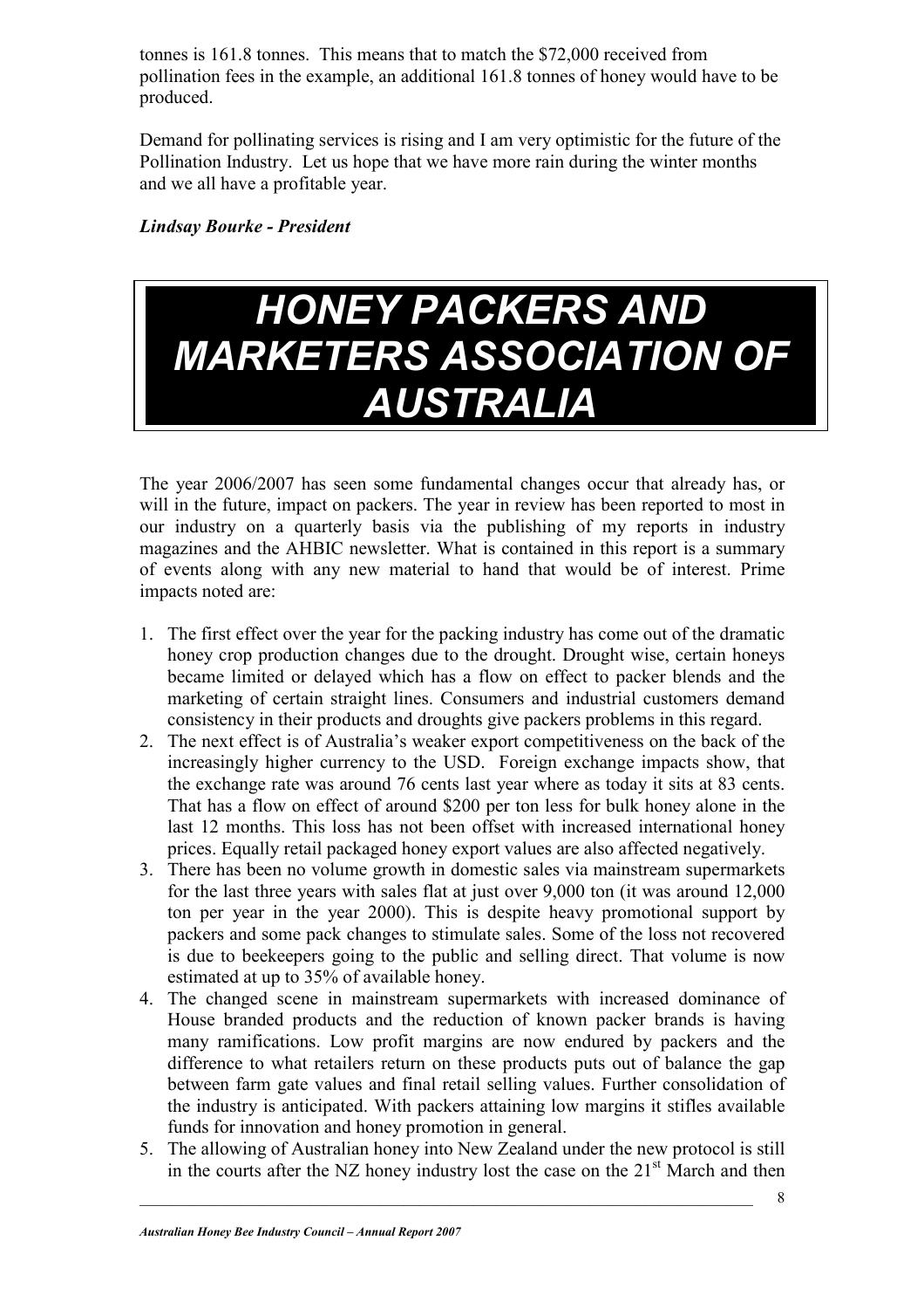tonnes is 161.8 tonnes. This means that to match the $72,000 received from pollination fees in the example, an additional 161.8 tonnes of honey would have to be produced.

Demand for pollinating services is rising and I am very optimistic for the future of the Pollination Industry. Let us hope that we have more rain during the winter months and we all have a profitable year.

***Lindsay Bourke - President***

# HONEY PACKERS AND MARKETERS ASSOCIATION OF AUSTRALIA

The year 2006/2007 has seen some fundamental changes occur that already has, or will in the future, impact on packers. The year in review has been reported to most in our industry on a quarterly basis via the publishing of my reports in industry magazines and the AHBIC newsletter. What is contained in this report is a summary of events along with any new material to hand that would be of interest. Prime impacts noted are:

1. The first effect over the year for the packing industry has come out of the dramatic honey crop production changes due to the drought. Drought wise, certain honeys became limited or delayed which has a flow on effect to packer blends and the marketing of certain straight lines. Consumers and industrial customers demand consistency in their products and droughts give packers problems in this regard.
2. The next effect is of Australia's weaker export competitiveness on the back of the increasingly higher currency to the USD. Foreign exchange impacts show, that the exchange rate was around 76 cents last year where as today it sits at 83 cents. That has a flow on effect of around $200 per ton less for bulk honey alone in the last 12 months. This loss has not been offset with increased international honey prices. Equally retail packaged honey export values are also affected negatively.
3. There has been no volume growth in domestic sales via mainstream supermarkets for the last three years with sales flat at just over 9,000 ton (it was around 12,000 ton per year in the year 2000). This is despite heavy promotional support by packers and some pack changes to stimulate sales. Some of the loss not recovered is due to beekeepers going to the public and selling direct. That volume is now estimated at up to 35% of available honey.
4. The changed scene in mainstream supermarkets with increased dominance of House branded products and the reduction of known packer brands is having many ramifications. Low profit margins are now endured by packers and the difference to what retailers return on these products puts out of balance the gap between farm gate values and final retail selling values. Further consolidation of the industry is anticipated. With packers attaining low margins it stifles available funds for innovation and honey promotion in general.
5. The allowing of Australian honey into New Zealand under the new protocol is still in the courts after the NZ honey industry lost the case on the 21st March and then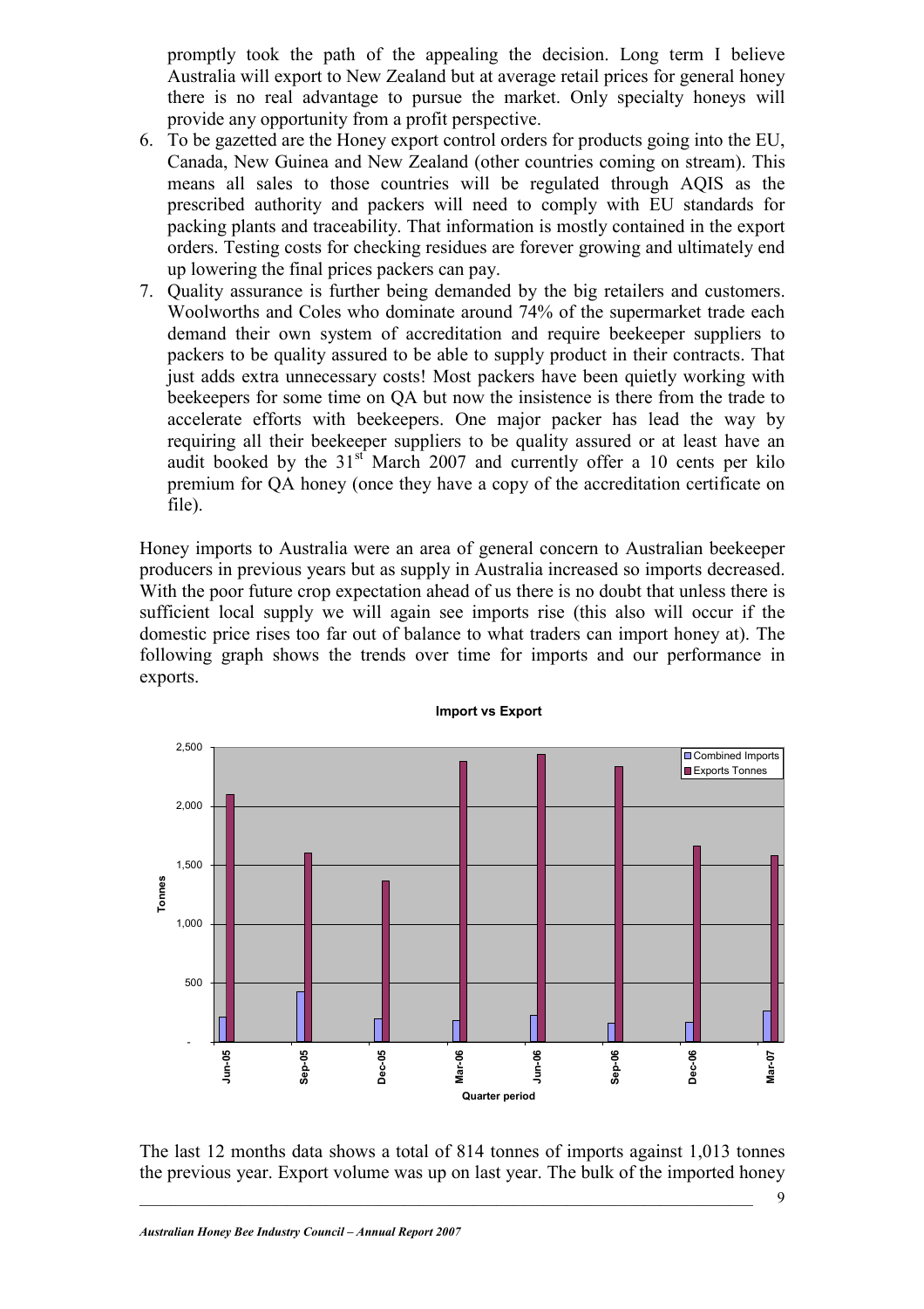promptly took the path of the appealing the decision. Long term I believe Australia will export to New Zealand but at average retail prices for general honey there is no real advantage to pursue the market. Only specialty honeys will provide any opportunity from a profit perspective.

6. To be gazetted are the Honey export control orders for products going into the EU, Canada, New Guinea and New Zealand (other countries coming on stream). This means all sales to those countries will be regulated through AQIS as the prescribed authority and packers will need to comply with EU standards for packing plants and traceability. That information is mostly contained in the export orders. Testing costs for checking residues are forever growing and ultimately end up lowering the final prices packers can pay.
7. Quality assurance is further being demanded by the big retailers and customers. Woolworths and Coles who dominate around 74% of the supermarket trade each demand their own system of accreditation and require beekeeper suppliers to packers to be quality assured to be able to supply product in their contracts. That just adds extra unnecessary costs! Most packers have been quietly working with beekeepers for some time on QA but now the insistence is there from the trade to accelerate efforts with beekeepers. One major packer has lead the way by requiring all their beekeeper suppliers to be quality assured or at least have an audit booked by the 31st March 2007 and currently offer a 10 cents per kilo premium for QA honey (once they have a copy of the accreditation certificate on file).

Honey imports to Australia were an area of general concern to Australian beekeeper producers in previous years but as supply in Australia increased so imports decreased. With the poor future crop expectation ahead of us there is no doubt that unless there is sufficient local supply we will again see imports rise (this also will occur if the domestic price rises too far out of balance to what traders can import honey at). The following graph shows the trends over time for imports and our performance in exports.

**Import vs Export**

| Quarter period | Combined Imports (Tonnes) | Exports Tonnes |
|---|---|---|
| Jun-05 | ~210 | ~2,100 |
| Sep-05 | ~430 | ~1,600 |
| Dec-05 | ~200 | ~1,370 |
| Mar-06 | ~180 | ~2,380 |
| Jun-06 | ~230 | ~2,440 |
| Sep-06 | ~160 | ~2,340 |
| Dec-06 | ~170 | ~1,660 |
| Mar-07 | ~260 | ~1,580 |

The last 12 months data shows a total of 814 tonnes of imports against 1,013 tonnes the previous year. Export volume was up on last year. The bulk of the imported honey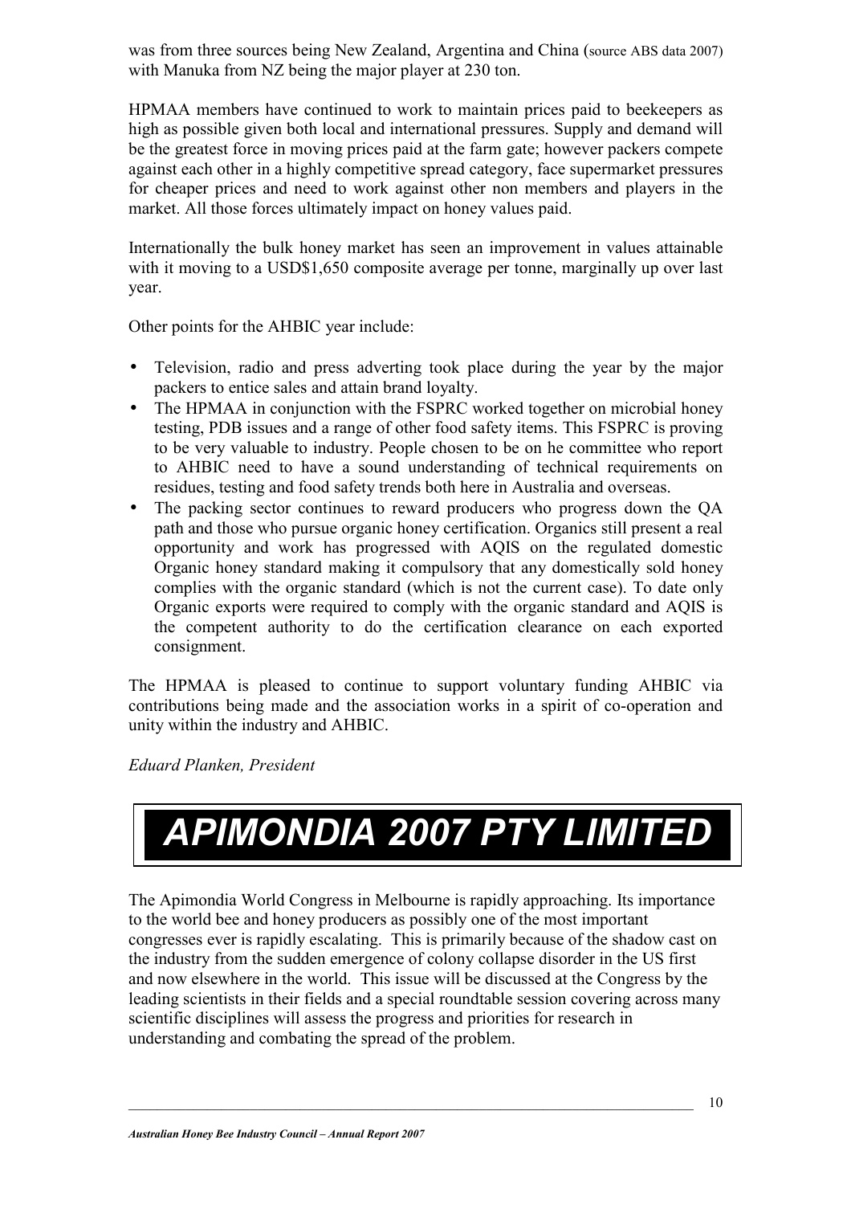was from three sources being New Zealand, Argentina and China (source ABS data 2007) with Manuka from NZ being the major player at 230 ton.

HPMAA members have continued to work to maintain prices paid to beekeepers as high as possible given both local and international pressures. Supply and demand will be the greatest force in moving prices paid at the farm gate; however packers compete against each other in a highly competitive spread category, face supermarket pressures for cheaper prices and need to work against other non members and players in the market. All those forces ultimately impact on honey values paid.

Internationally the bulk honey market has seen an improvement in values attainable with it moving to a USD$1,650 composite average per tonne, marginally up over last year.

Other points for the AHBIC year include:

- Television, radio and press adverting took place during the year by the major packers to entice sales and attain brand loyalty.
- The HPMAA in conjunction with the FSPRC worked together on microbial honey testing, PDB issues and a range of other food safety items. This FSPRC is proving to be very valuable to industry. People chosen to be on he committee who report to AHBIC need to have a sound understanding of technical requirements on residues, testing and food safety trends both here in Australia and overseas.
- The packing sector continues to reward producers who progress down the QA path and those who pursue organic honey certification. Organics still present a real opportunity and work has progressed with AQIS on the regulated domestic Organic honey standard making it compulsory that any domestically sold honey complies with the organic standard (which is not the current case). To date only Organic exports were required to comply with the organic standard and AQIS is the competent authority to do the certification clearance on each exported consignment.

The HPMAA is pleased to continue to support voluntary funding AHBIC via contributions being made and the association works in a spirit of co-operation and unity within the industry and AHBIC.

*Eduard Planken, President*

# APIMONDIA 2007 PTY LIMITED

The Apimondia World Congress in Melbourne is rapidly approaching. Its importance to the world bee and honey producers as possibly one of the most important congresses ever is rapidly escalating. This is primarily because of the shadow cast on the industry from the sudden emergence of colony collapse disorder in the US first and now elsewhere in the world. This issue will be discussed at the Congress by the leading scientists in their fields and a special roundtable session covering across many scientific disciplines will assess the progress and priorities for research in understanding and combating the spread of the problem.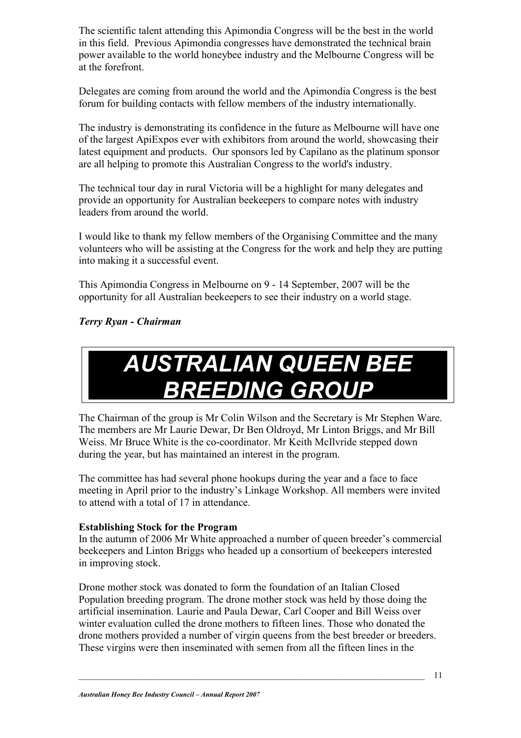The scientific talent attending this Apimondia Congress will be the best in the world in this field. Previous Apimondia congresses have demonstrated the technical brain power available to the world honeybee industry and the Melbourne Congress will be at the forefront.

Delegates are coming from around the world and the Apimondia Congress is the best forum for building contacts with fellow members of the industry internationally.

The industry is demonstrating its confidence in the future as Melbourne will have one of the largest ApiExpos ever with exhibitors from around the world, showcasing their latest equipment and products. Our sponsors led by Capilano as the platinum sponsor are all helping to promote this Australian Congress to the world's industry.

The technical tour day in rural Victoria will be a highlight for many delegates and provide an opportunity for Australian beekeepers to compare notes with industry leaders from around the world.

I would like to thank my fellow members of the Organising Committee and the many volunteers who will be assisting at the Congress for the work and help they are putting into making it a successful event.

This Apimondia Congress in Melbourne on 9 - 14 September, 2007 will be the opportunity for all Australian beekeepers to see their industry on a world stage.

***Terry Ryan - Chairman***

# AUSTRALIAN QUEEN BEE BREEDING GROUP

The Chairman of the group is Mr Colin Wilson and the Secretary is Mr Stephen Ware. The members are Mr Laurie Dewar, Dr Ben Oldroyd, Mr Linton Briggs, and Mr Bill Weiss. Mr Bruce White is the co-coordinator. Mr Keith McIlvride stepped down during the year, but has maintained an interest in the program.

The committee has had several phone hookups during the year and a face to face meeting in April prior to the industry's Linkage Workshop. All members were invited to attend with a total of 17 in attendance.

**Establishing Stock for the Program**

In the autumn of 2006 Mr White approached a number of queen breeder's commercial beekeepers and Linton Briggs who headed up a consortium of beekeepers interested in improving stock.

Drone mother stock was donated to form the foundation of an Italian Closed Population breeding program. The drone mother stock was held by those doing the artificial insemination. Laurie and Paula Dewar, Carl Cooper and Bill Weiss over winter evaluation culled the drone mothers to fifteen lines. Those who donated the drone mothers provided a number of virgin queens from the best breeder or breeders. These virgins were then inseminated with semen from all the fifteen lines in the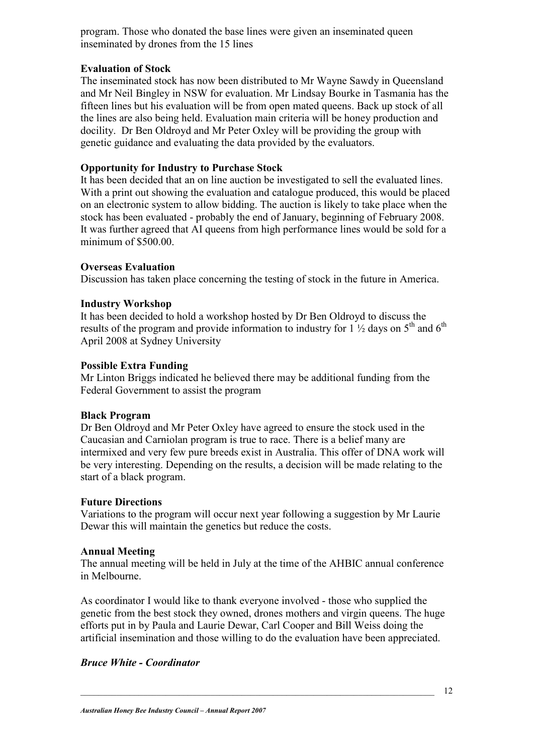program. Those who donated the base lines were given an inseminated queen inseminated by drones from the 15 lines

**Evaluation of Stock**

The inseminated stock has now been distributed to Mr Wayne Sawdy in Queensland and Mr Neil Bingley in NSW for evaluation. Mr Lindsay Bourke in Tasmania has the fifteen lines but his evaluation will be from open mated queens. Back up stock of all the lines are also being held. Evaluation main criteria will be honey production and docility. Dr Ben Oldroyd and Mr Peter Oxley will be providing the group with genetic guidance and evaluating the data provided by the evaluators.

**Opportunity for Industry to Purchase Stock**

It has been decided that an on line auction be investigated to sell the evaluated lines. With a print out showing the evaluation and catalogue produced, this would be placed on an electronic system to allow bidding. The auction is likely to take place when the stock has been evaluated - probably the end of January, beginning of February 2008. It was further agreed that AI queens from high performance lines would be sold for a minimum of $500.00.

**Overseas Evaluation**

Discussion has taken place concerning the testing of stock in the future in America.

**Industry Workshop**

It has been decided to hold a workshop hosted by Dr Ben Oldroyd to discuss the results of the program and provide information to industry for 1 ½ days on 5th and 6th April 2008 at Sydney University

**Possible Extra Funding**

Mr Linton Briggs indicated he believed there may be additional funding from the Federal Government to assist the program

**Black Program**

Dr Ben Oldroyd and Mr Peter Oxley have agreed to ensure the stock used in the Caucasian and Carniolan program is true to race. There is a belief many are intermixed and very few pure breeds exist in Australia. This offer of DNA work will be very interesting. Depending on the results, a decision will be made relating to the start of a black program.

**Future Directions**

Variations to the program will occur next year following a suggestion by Mr Laurie Dewar this will maintain the genetics but reduce the costs.

**Annual Meeting**

The annual meeting will be held in July at the time of the AHBIC annual conference in Melbourne.

As coordinator I would like to thank everyone involved - those who supplied the genetic from the best stock they owned, drones mothers and virgin queens. The huge efforts put in by Paula and Laurie Dewar, Carl Cooper and Bill Weiss doing the artificial insemination and those willing to do the evaluation have been appreciated.

***Bruce White - Coordinator***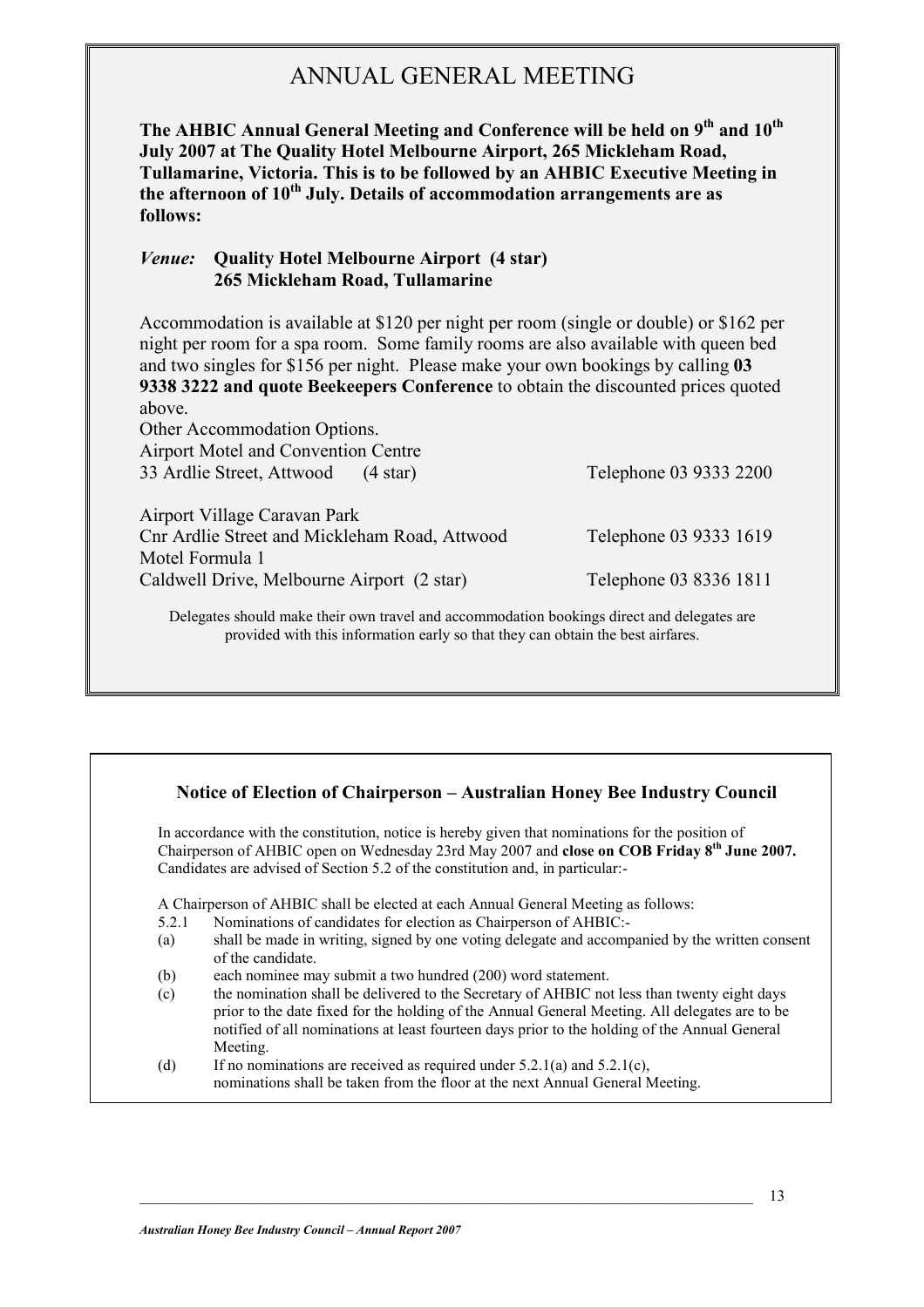# ANNUAL GENERAL MEETING

**The AHBIC Annual General Meeting and Conference will be held on 9th and 10th July 2007 at The Quality Hotel Melbourne Airport, 265 Mickleham Road, Tullamarine, Victoria. This is to be followed by an AHBIC Executive Meeting in the afternoon of 10th July. Details of accommodation arrangements are as follows:**

*Venue:* **Quality Hotel Melbourne Airport (4 star)**
**265 Mickleham Road, Tullamarine**

Accommodation is available at $120 per night per room (single or double) or $162 per night per room for a spa room. Some family rooms are also available with queen bed and two singles for $156 per night. Please make your own bookings by calling **03 9338 3222 and quote Beekeepers Conference** to obtain the discounted prices quoted above.

Other Accommodation Options.

Airport Motel and Convention Centre
33 Ardlie Street, Attwood (4 star) — Telephone 03 9333 2200

Airport Village Caravan Park
Cnr Ardlie Street and Mickleham Road, Attwood — Telephone 03 9333 1619

Motel Formula 1
Caldwell Drive, Melbourne Airport (2 star) — Telephone 03 8336 1811

Delegates should make their own travel and accommodation bookings direct and delegates are provided with this information early so that they can obtain the best airfares.

## Notice of Election of Chairperson – Australian Honey Bee Industry Council

In accordance with the constitution, notice is hereby given that nominations for the position of Chairperson of AHBIC open on Wednesday 23rd May 2007 and **close on COB Friday 8th June 2007.** Candidates are advised of Section 5.2 of the constitution and, in particular:-

A Chairperson of AHBIC shall be elected at each Annual General Meeting as follows:

5.2.1 Nominations of candidates for election as Chairperson of AHBIC:-

(a) shall be made in writing, signed by one voting delegate and accompanied by the written consent of the candidate.

(b) each nominee may submit a two hundred (200) word statement.

(c) the nomination shall be delivered to the Secretary of AHBIC not less than twenty eight days prior to the date fixed for the holding of the Annual General Meeting. All delegates are to be notified of all nominations at least fourteen days prior to the holding of the Annual General Meeting.

(d) If no nominations are received as required under 5.2.1(a) and 5.2.1(c), nominations shall be taken from the floor at the next Annual General Meeting.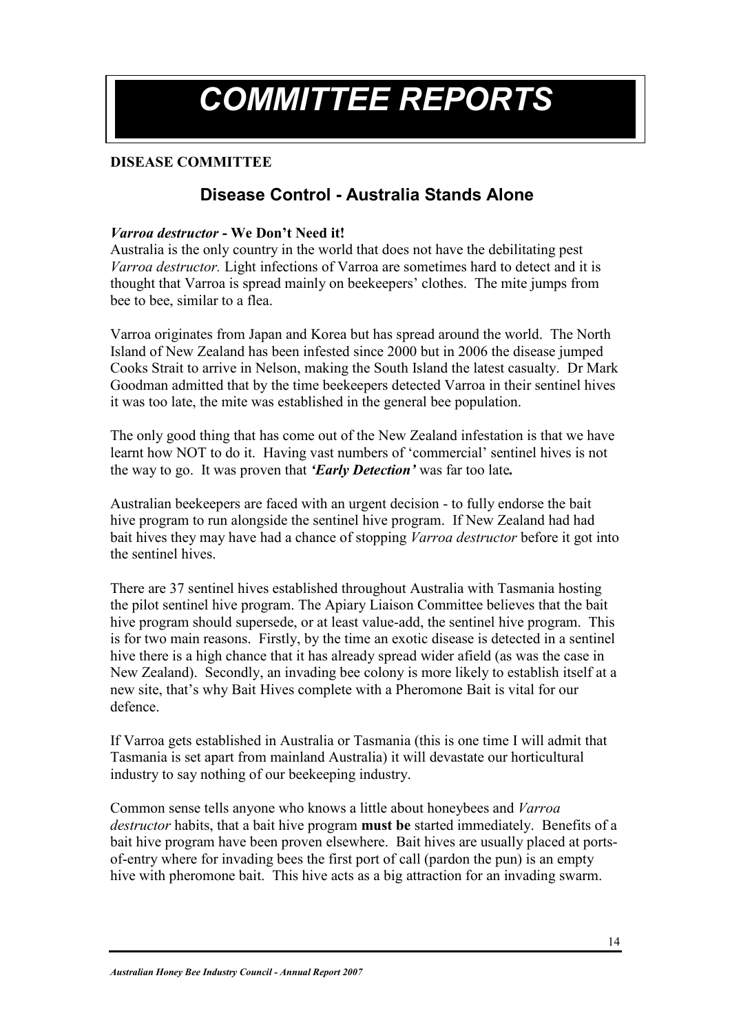# COMMITTEE REPORTS

**DISEASE COMMITTEE**

## Disease Control - Australia Stands Alone

***Varroa destructor*** **- We Don't Need it!**

Australia is the only country in the world that does not have the debilitating pest *Varroa destructor.* Light infections of Varroa are sometimes hard to detect and it is thought that Varroa is spread mainly on beekeepers' clothes. The mite jumps from bee to bee, similar to a flea.

Varroa originates from Japan and Korea but has spread around the world. The North Island of New Zealand has been infested since 2000 but in 2006 the disease jumped Cooks Strait to arrive in Nelson, making the South Island the latest casualty. Dr Mark Goodman admitted that by the time beekeepers detected Varroa in their sentinel hives it was too late, the mite was established in the general bee population.

The only good thing that has come out of the New Zealand infestation is that we have learnt how NOT to do it. Having vast numbers of 'commercial' sentinel hives is not the way to go. It was proven that ***'Early Detection'*** was far too late***.***

Australian beekeepers are faced with an urgent decision - to fully endorse the bait hive program to run alongside the sentinel hive program. If New Zealand had had bait hives they may have had a chance of stopping *Varroa destructor* before it got into the sentinel hives.

There are 37 sentinel hives established throughout Australia with Tasmania hosting the pilot sentinel hive program. The Apiary Liaison Committee believes that the bait hive program should supersede, or at least value-add, the sentinel hive program. This is for two main reasons. Firstly, by the time an exotic disease is detected in a sentinel hive there is a high chance that it has already spread wider afield (as was the case in New Zealand). Secondly, an invading bee colony is more likely to establish itself at a new site, that's why Bait Hives complete with a Pheromone Bait is vital for our defence.

If Varroa gets established in Australia or Tasmania (this is one time I will admit that Tasmania is set apart from mainland Australia) it will devastate our horticultural industry to say nothing of our beekeeping industry.

Common sense tells anyone who knows a little about honeybees and *Varroa destructor* habits, that a bait hive program **must be** started immediately. Benefits of a bait hive program have been proven elsewhere. Bait hives are usually placed at ports-of-entry where for invading bees the first port of call (pardon the pun) is an empty hive with pheromone bait. This hive acts as a big attraction for an invading swarm.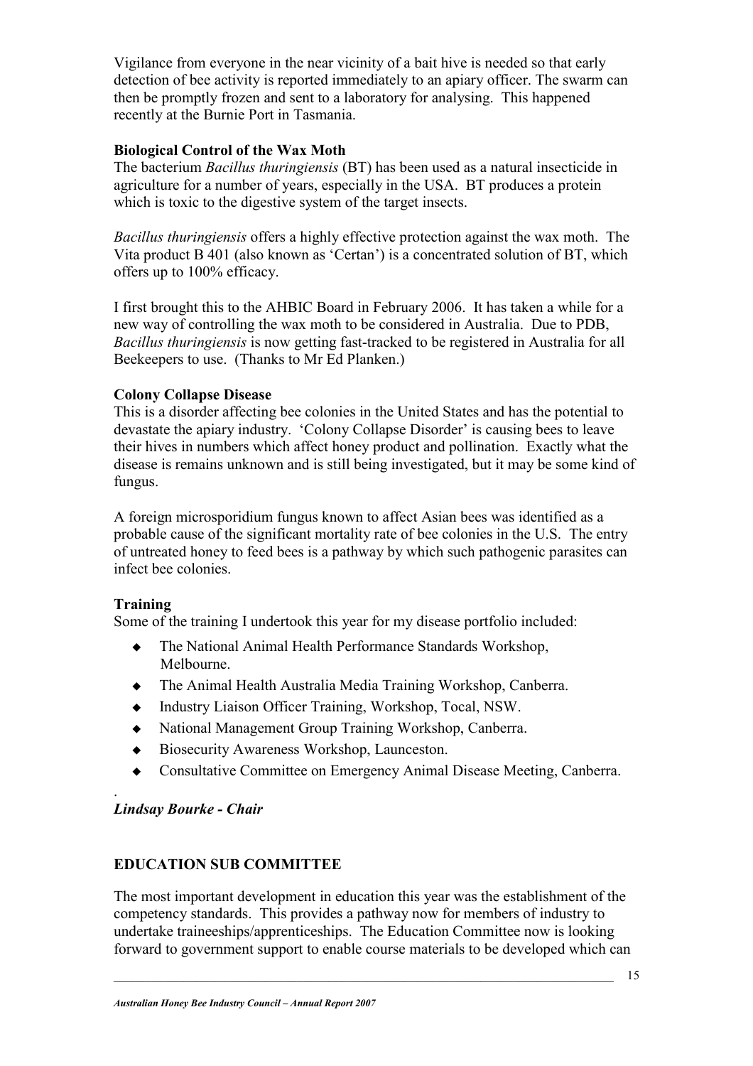Vigilance from everyone in the near vicinity of a bait hive is needed so that early detection of bee activity is reported immediately to an apiary officer. The swarm can then be promptly frozen and sent to a laboratory for analysing. This happened recently at the Burnie Port in Tasmania.

**Biological Control of the Wax Moth**

The bacterium *Bacillus thuringiensis* (BT) has been used as a natural insecticide in agriculture for a number of years, especially in the USA. BT produces a protein which is toxic to the digestive system of the target insects.

*Bacillus thuringiensis* offers a highly effective protection against the wax moth. The Vita product B 401 (also known as 'Certan') is a concentrated solution of BT, which offers up to 100% efficacy.

I first brought this to the AHBIC Board in February 2006. It has taken a while for a new way of controlling the wax moth to be considered in Australia. Due to PDB, *Bacillus thuringiensis* is now getting fast-tracked to be registered in Australia for all Beekeepers to use. (Thanks to Mr Ed Planken.)

**Colony Collapse Disease**

This is a disorder affecting bee colonies in the United States and has the potential to devastate the apiary industry. 'Colony Collapse Disorder' is causing bees to leave their hives in numbers which affect honey product and pollination. Exactly what the disease is remains unknown and is still being investigated, but it may be some kind of fungus.

A foreign microsporidium fungus known to affect Asian bees was identified as a probable cause of the significant mortality rate of bee colonies in the U.S. The entry of untreated honey to feed bees is a pathway by which such pathogenic parasites can infect bee colonies.

**Training**

Some of the training I undertook this year for my disease portfolio included:

- The National Animal Health Performance Standards Workshop, Melbourne.
- The Animal Health Australia Media Training Workshop, Canberra.
- Industry Liaison Officer Training, Workshop, Tocal, NSW.
- National Management Group Training Workshop, Canberra.
- Biosecurity Awareness Workshop, Launceston.
- Consultative Committee on Emergency Animal Disease Meeting, Canberra.

***Lindsay Bourke - Chair***

**EDUCATION SUB COMMITTEE**

The most important development in education this year was the establishment of the competency standards. This provides a pathway now for members of industry to undertake traineeships/apprenticeships. The Education Committee now is looking forward to government support to enable course materials to be developed which can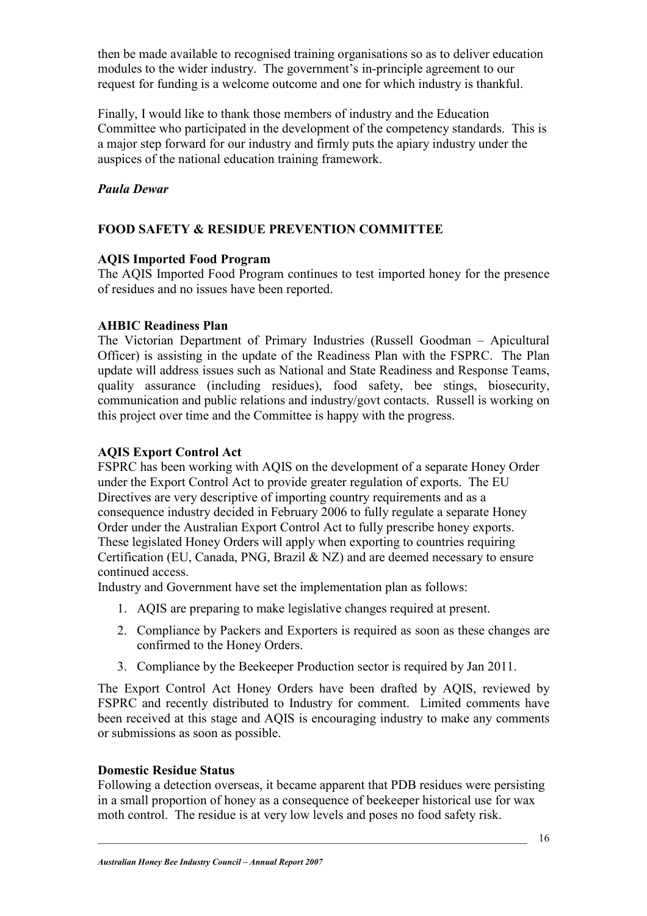then be made available to recognised training organisations so as to deliver education modules to the wider industry. The government's in-principle agreement to our request for funding is a welcome outcome and one for which industry is thankful.

Finally, I would like to thank those members of industry and the Education Committee who participated in the development of the competency standards. This is a major step forward for our industry and firmly puts the apiary industry under the auspices of the national education training framework.

***Paula Dewar***

## FOOD SAFETY & RESIDUE PREVENTION COMMITTEE

### AQIS Imported Food Program

The AQIS Imported Food Program continues to test imported honey for the presence of residues and no issues have been reported.

### AHBIC Readiness Plan

The Victorian Department of Primary Industries (Russell Goodman – Apicultural Officer) is assisting in the update of the Readiness Plan with the FSPRC. The Plan update will address issues such as National and State Readiness and Response Teams, quality assurance (including residues), food safety, bee stings, biosecurity, communication and public relations and industry/govt contacts. Russell is working on this project over time and the Committee is happy with the progress.

### AQIS Export Control Act

FSPRC has been working with AQIS on the development of a separate Honey Order under the Export Control Act to provide greater regulation of exports. The EU Directives are very descriptive of importing country requirements and as a consequence industry decided in February 2006 to fully regulate a separate Honey Order under the Australian Export Control Act to fully prescribe honey exports. These legislated Honey Orders will apply when exporting to countries requiring Certification (EU, Canada, PNG, Brazil & NZ) and are deemed necessary to ensure continued access.

Industry and Government have set the implementation plan as follows:

1. AQIS are preparing to make legislative changes required at present.
2. Compliance by Packers and Exporters is required as soon as these changes are confirmed to the Honey Orders.
3. Compliance by the Beekeeper Production sector is required by Jan 2011.

The Export Control Act Honey Orders have been drafted by AQIS, reviewed by FSPRC and recently distributed to Industry for comment. Limited comments have been received at this stage and AQIS is encouraging industry to make any comments or submissions as soon as possible.

### Domestic Residue Status

Following a detection overseas, it became apparent that PDB residues were persisting in a small proportion of honey as a consequence of beekeeper historical use for wax moth control. The residue is at very low levels and poses no food safety risk.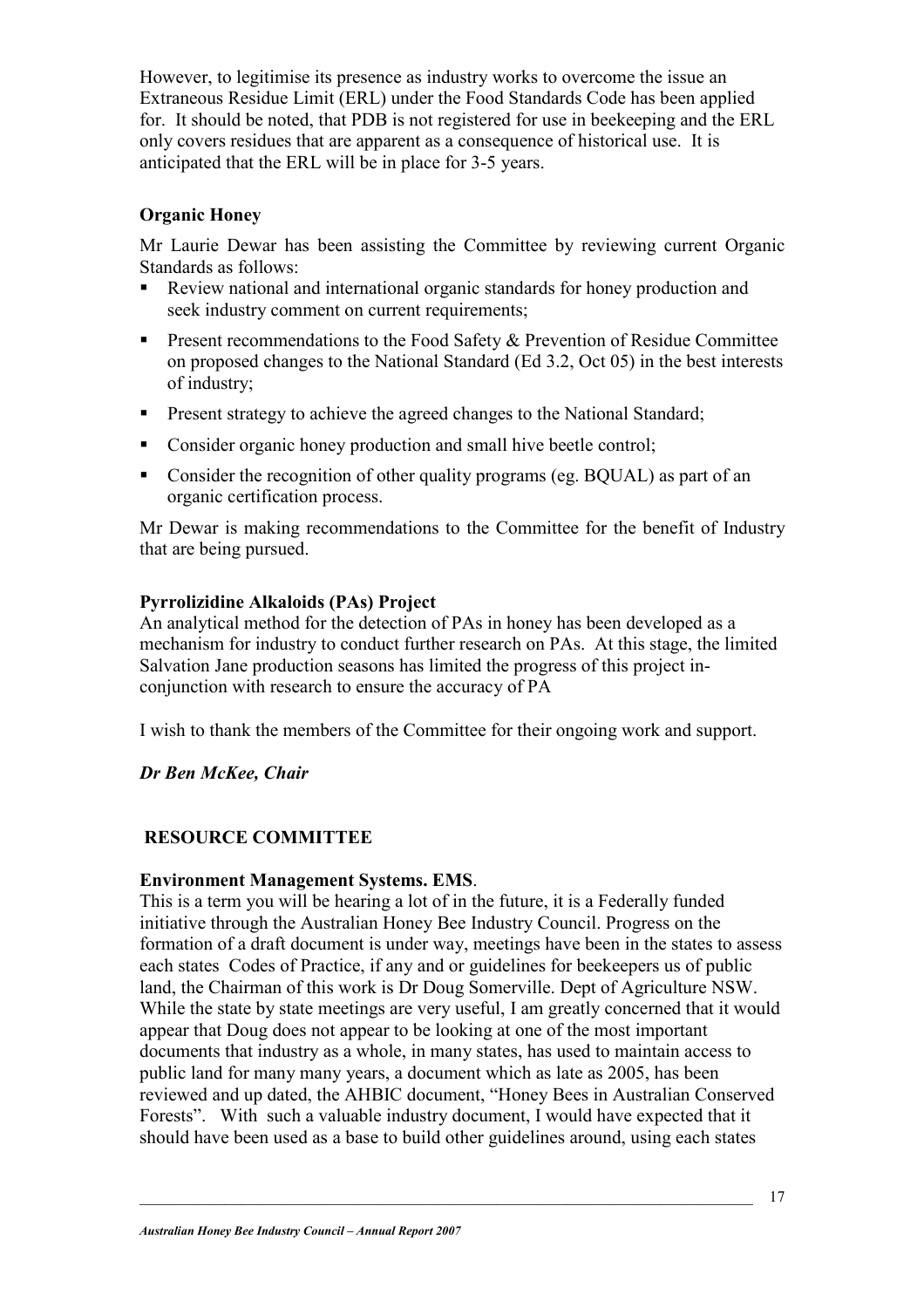However, to legitimise its presence as industry works to overcome the issue an Extraneous Residue Limit (ERL) under the Food Standards Code has been applied for. It should be noted, that PDB is not registered for use in beekeeping and the ERL only covers residues that are apparent as a consequence of historical use. It is anticipated that the ERL will be in place for 3-5 years.

**Organic Honey**

Mr Laurie Dewar has been assisting the Committee by reviewing current Organic Standards as follows:

- Review national and international organic standards for honey production and seek industry comment on current requirements;
- Present recommendations to the Food Safety & Prevention of Residue Committee on proposed changes to the National Standard (Ed 3.2, Oct 05) in the best interests of industry;
- Present strategy to achieve the agreed changes to the National Standard;
- Consider organic honey production and small hive beetle control;
- Consider the recognition of other quality programs (eg. BQUAL) as part of an organic certification process.

Mr Dewar is making recommendations to the Committee for the benefit of Industry that are being pursued.

**Pyrrolizidine Alkaloids (PAs) Project**

An analytical method for the detection of PAs in honey has been developed as a mechanism for industry to conduct further research on PAs. At this stage, the limited Salvation Jane production seasons has limited the progress of this project in-conjunction with research to ensure the accuracy of PA

I wish to thank the members of the Committee for their ongoing work and support.

***Dr Ben McKee, Chair***

## RESOURCE COMMITTEE

**Environment Management Systems. EMS**.

This is a term you will be hearing a lot of in the future, it is a Federally funded initiative through the Australian Honey Bee Industry Council. Progress on the formation of a draft document is under way, meetings have been in the states to assess each states Codes of Practice, if any and or guidelines for beekeepers us of public land, the Chairman of this work is Dr Doug Somerville. Dept of Agriculture NSW. While the state by state meetings are very useful, I am greatly concerned that it would appear that Doug does not appear to be looking at one of the most important documents that industry as a whole, in many states, has used to maintain access to public land for many many years, a document which as late as 2005, has been reviewed and up dated, the AHBIC document, "Honey Bees in Australian Conserved Forests". With such a valuable industry document, I would have expected that it should have been used as a base to build other guidelines around, using each states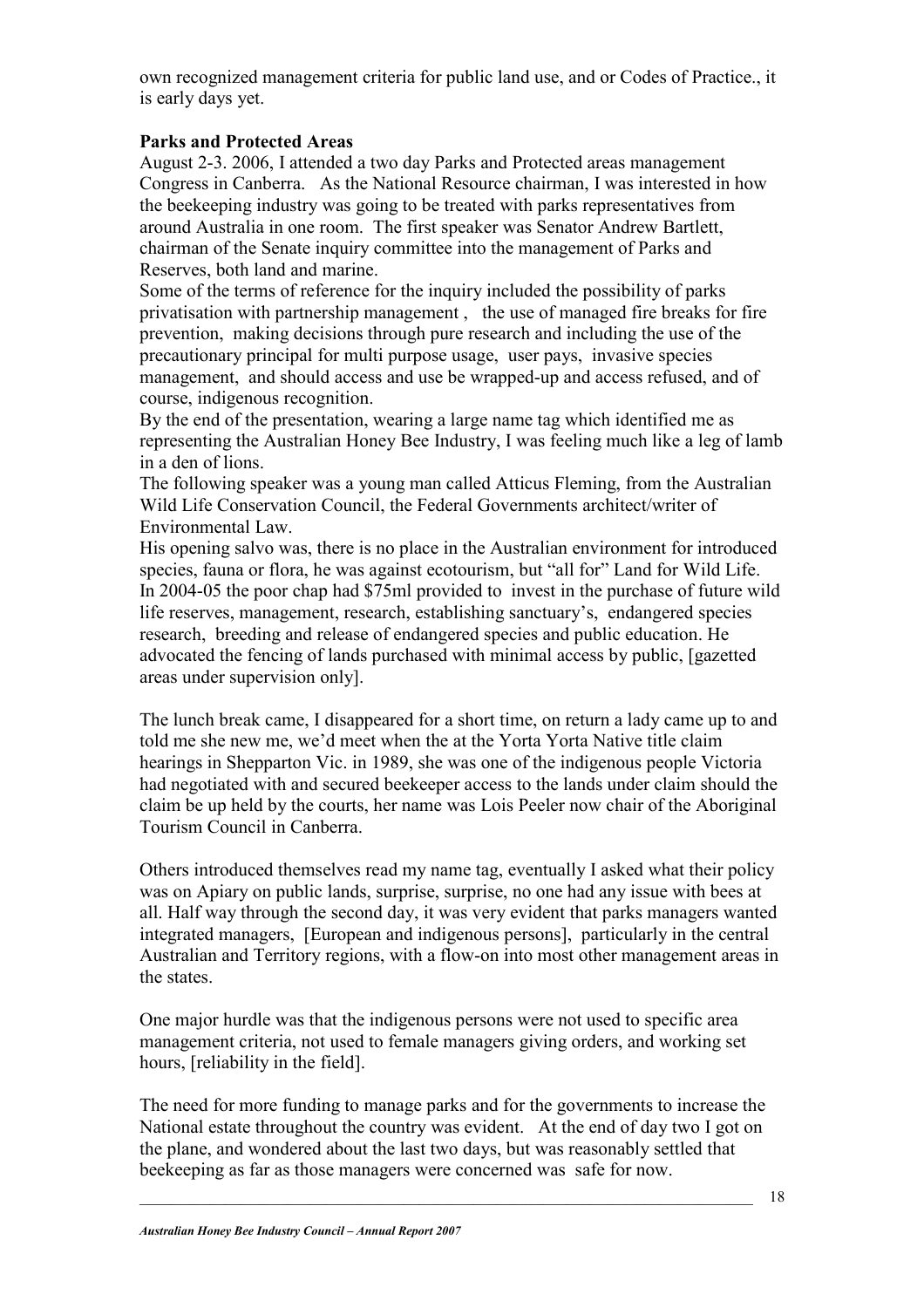own recognized management criteria for public land use, and or Codes of Practice., it is early days yet.

**Parks and Protected Areas**

August 2-3. 2006, I attended a two day Parks and Protected areas management Congress in Canberra. As the National Resource chairman, I was interested in how the beekeeping industry was going to be treated with parks representatives from around Australia in one room. The first speaker was Senator Andrew Bartlett, chairman of the Senate inquiry committee into the management of Parks and Reserves, both land and marine.

Some of the terms of reference for the inquiry included the possibility of parks privatisation with partnership management , the use of managed fire breaks for fire prevention, making decisions through pure research and including the use of the precautionary principal for multi purpose usage, user pays, invasive species management, and should access and use be wrapped-up and access refused, and of course, indigenous recognition.

By the end of the presentation, wearing a large name tag which identified me as representing the Australian Honey Bee Industry, I was feeling much like a leg of lamb in a den of lions.

The following speaker was a young man called Atticus Fleming, from the Australian Wild Life Conservation Council, the Federal Governments architect/writer of Environmental Law.

His opening salvo was, there is no place in the Australian environment for introduced species, fauna or flora, he was against ecotourism, but "all for" Land for Wild Life. In 2004-05 the poor chap had $75ml provided to invest in the purchase of future wild life reserves, management, research, establishing sanctuary's, endangered species research, breeding and release of endangered species and public education. He advocated the fencing of lands purchased with minimal access by public, [gazetted areas under supervision only].

The lunch break came, I disappeared for a short time, on return a lady came up to and told me she new me, we'd meet when the at the Yorta Yorta Native title claim hearings in Shepparton Vic. in 1989, she was one of the indigenous people Victoria had negotiated with and secured beekeeper access to the lands under claim should the claim be up held by the courts, her name was Lois Peeler now chair of the Aboriginal Tourism Council in Canberra.

Others introduced themselves read my name tag, eventually I asked what their policy was on Apiary on public lands, surprise, surprise, no one had any issue with bees at all. Half way through the second day, it was very evident that parks managers wanted integrated managers, [European and indigenous persons], particularly in the central Australian and Territory regions, with a flow-on into most other management areas in the states.

One major hurdle was that the indigenous persons were not used to specific area management criteria, not used to female managers giving orders, and working set hours, [reliability in the field].

The need for more funding to manage parks and for the governments to increase the National estate throughout the country was evident. At the end of day two I got on the plane, and wondered about the last two days, but was reasonably settled that beekeeping as far as those managers were concerned was safe for now.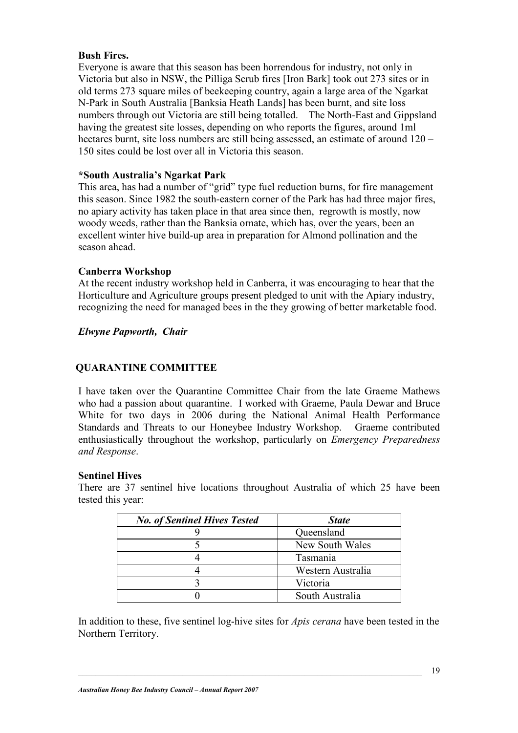**Bush Fires.**

Everyone is aware that this season has been horrendous for industry, not only in Victoria but also in NSW, the Pilliga Scrub fires [Iron Bark] took out 273 sites or in old terms 273 square miles of beekeeping country, again a large area of the Ngarkat N-Park in South Australia [Banksia Heath Lands] has been burnt, and site loss numbers through out Victoria are still being totalled.   The North-East and Gippsland having the greatest site losses, depending on who reports the figures, around 1ml hectares burnt, site loss numbers are still being assessed, an estimate of around 120 – 150 sites could be lost over all in Victoria this season.

**\*South Australia's Ngarkat Park**

This area, has had a number of "grid" type fuel reduction burns, for fire management this season. Since 1982 the south-eastern corner of the Park has had three major fires, no apiary activity has taken place in that area since then,  regrowth is mostly, now woody weeds, rather than the Banksia ornate, which has, over the years, been an excellent winter hive build-up area in preparation for Almond pollination and the season ahead.

**Canberra Workshop**

At the recent industry workshop held in Canberra, it was encouraging to hear that the Horticulture and Agriculture groups present pledged to unit with the Apiary industry, recognizing the need for managed bees in the they growing of better marketable food.

***Elwyne Papworth,  Chair***

## QUARANTINE COMMITTEE

I have taken over the Quarantine Committee Chair from the late Graeme Mathews who had a passion about quarantine.  I worked with Graeme, Paula Dewar and Bruce White for two days in 2006 during the National Animal Health Performance Standards and Threats to our Honeybee Industry Workshop.   Graeme contributed enthusiastically throughout the workshop, particularly on *Emergency Preparedness and Response*.

**Sentinel Hives**

There are 37 sentinel hive locations throughout Australia of which 25 have been tested this year:

| ***No. of Sentinel Hives Tested*** | ***State*** |
|---|---|
| 9 | Queensland |
| 5 | New South Wales |
| 4 | Tasmania |
| 4 | Western Australia |
| 3 | Victoria |
| 0 | South Australia |

In addition to these, five sentinel log-hive sites for *Apis cerana* have been tested in the Northern Territory.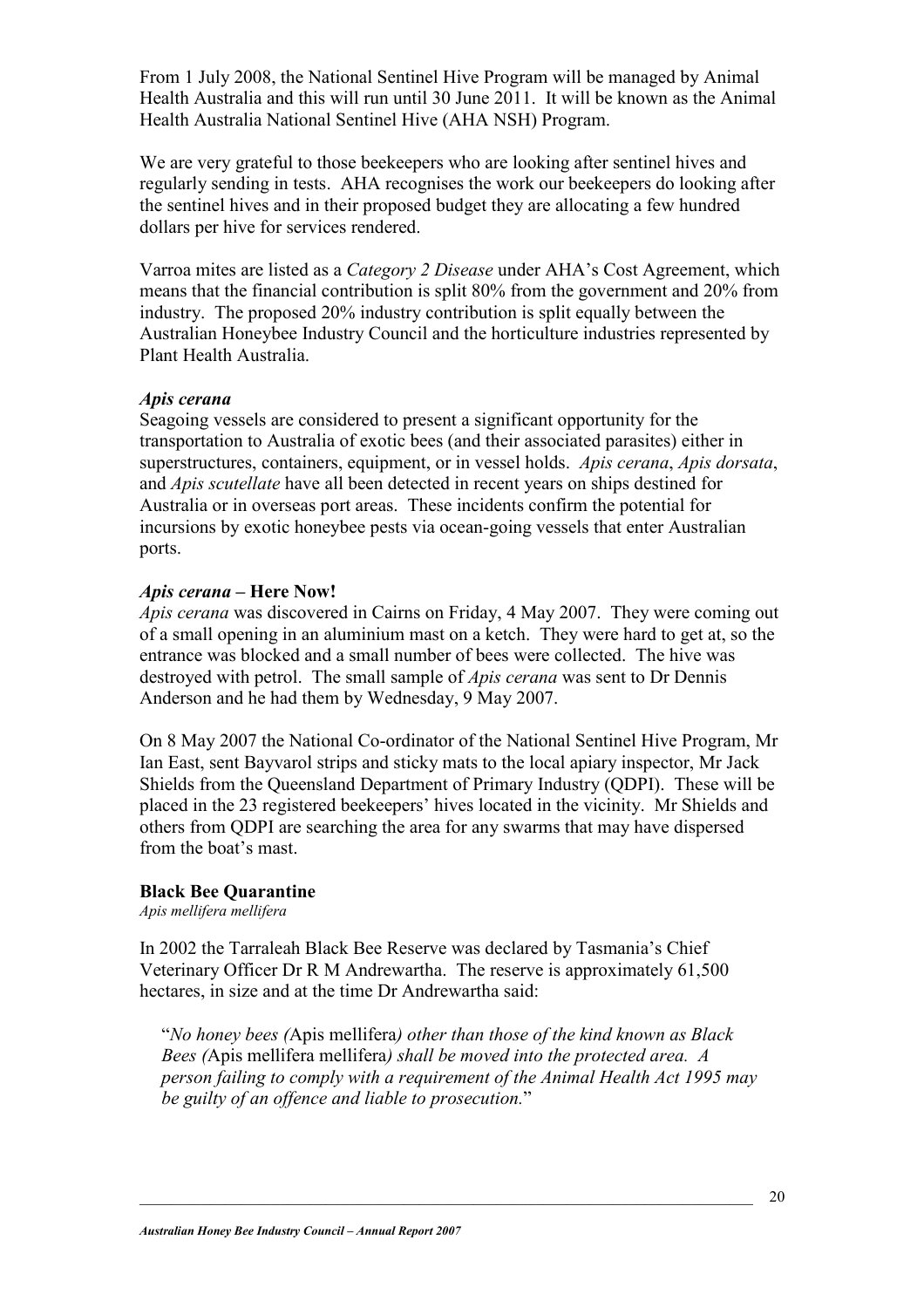From 1 July 2008, the National Sentinel Hive Program will be managed by Animal Health Australia and this will run until 30 June 2011. It will be known as the Animal Health Australia National Sentinel Hive (AHA NSH) Program.

We are very grateful to those beekeepers who are looking after sentinel hives and regularly sending in tests. AHA recognises the work our beekeepers do looking after the sentinel hives and in their proposed budget they are allocating a few hundred dollars per hive for services rendered.

Varroa mites are listed as a *Category 2 Disease* under AHA's Cost Agreement, which means that the financial contribution is split 80% from the government and 20% from industry. The proposed 20% industry contribution is split equally between the Australian Honeybee Industry Council and the horticulture industries represented by Plant Health Australia.

### *Apis cerana*

Seagoing vessels are considered to present a significant opportunity for the transportation to Australia of exotic bees (and their associated parasites) either in superstructures, containers, equipment, or in vessel holds. *Apis cerana*, *Apis dorsata*, and *Apis scutellate* have all been detected in recent years on ships destined for Australia or in overseas port areas. These incidents confirm the potential for incursions by exotic honeybee pests via ocean-going vessels that enter Australian ports.

### *Apis cerana* – Here Now!

*Apis cerana* was discovered in Cairns on Friday, 4 May 2007. They were coming out of a small opening in an aluminium mast on a ketch. They were hard to get at, so the entrance was blocked and a small number of bees were collected. The hive was destroyed with petrol. The small sample of *Apis cerana* was sent to Dr Dennis Anderson and he had them by Wednesday, 9 May 2007.

On 8 May 2007 the National Co-ordinator of the National Sentinel Hive Program, Mr Ian East, sent Bayvarol strips and sticky mats to the local apiary inspector, Mr Jack Shields from the Queensland Department of Primary Industry (QDPI). These will be placed in the 23 registered beekeepers' hives located in the vicinity. Mr Shields and others from QDPI are searching the area for any swarms that may have dispersed from the boat's mast.

### Black Bee Quarantine

*Apis mellifera mellifera*

In 2002 the Tarraleah Black Bee Reserve was declared by Tasmania's Chief Veterinary Officer Dr R M Andrewartha. The reserve is approximately 61,500 hectares, in size and at the time Dr Andrewartha said:

> "*No honey bees (*Apis mellifera*) other than those of the kind known as Black Bees (*Apis mellifera mellifera*) shall be moved into the protected area. A person failing to comply with a requirement of the Animal Health Act 1995 may be guilty of an offence and liable to prosecution.*"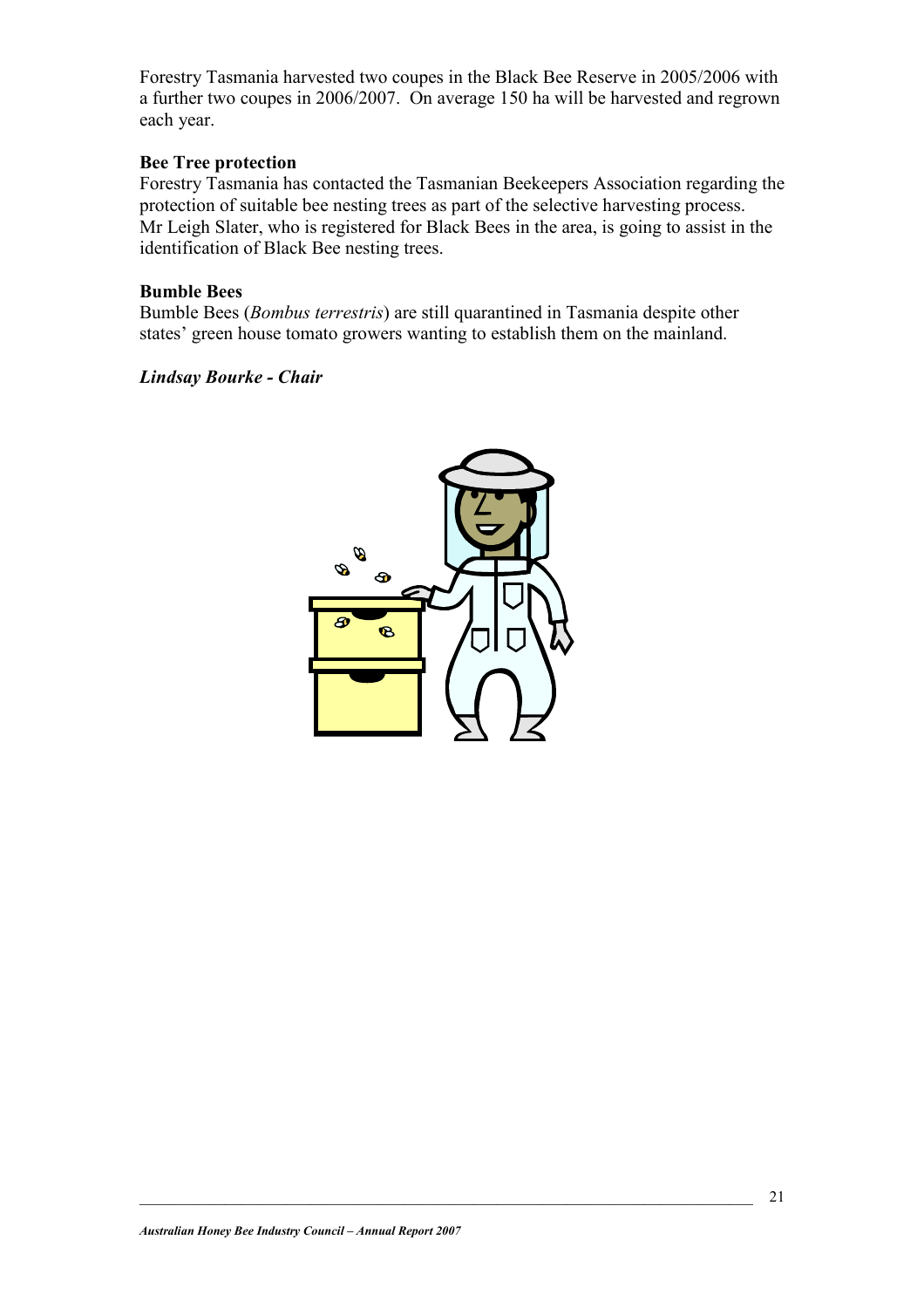Forestry Tasmania harvested two coupes in the Black Bee Reserve in 2005/2006 with a further two coupes in 2006/2007. On average 150 ha will be harvested and regrown each year.

**Bee Tree protection**

Forestry Tasmania has contacted the Tasmanian Beekeepers Association regarding the protection of suitable bee nesting trees as part of the selective harvesting process. Mr Leigh Slater, who is registered for Black Bees in the area, is going to assist in the identification of Black Bee nesting trees.

**Bumble Bees**

Bumble Bees (*Bombus terrestris*) are still quarantined in Tasmania despite other states' green house tomato growers wanting to establish them on the mainland.

***Lindsay Bourke - Chair***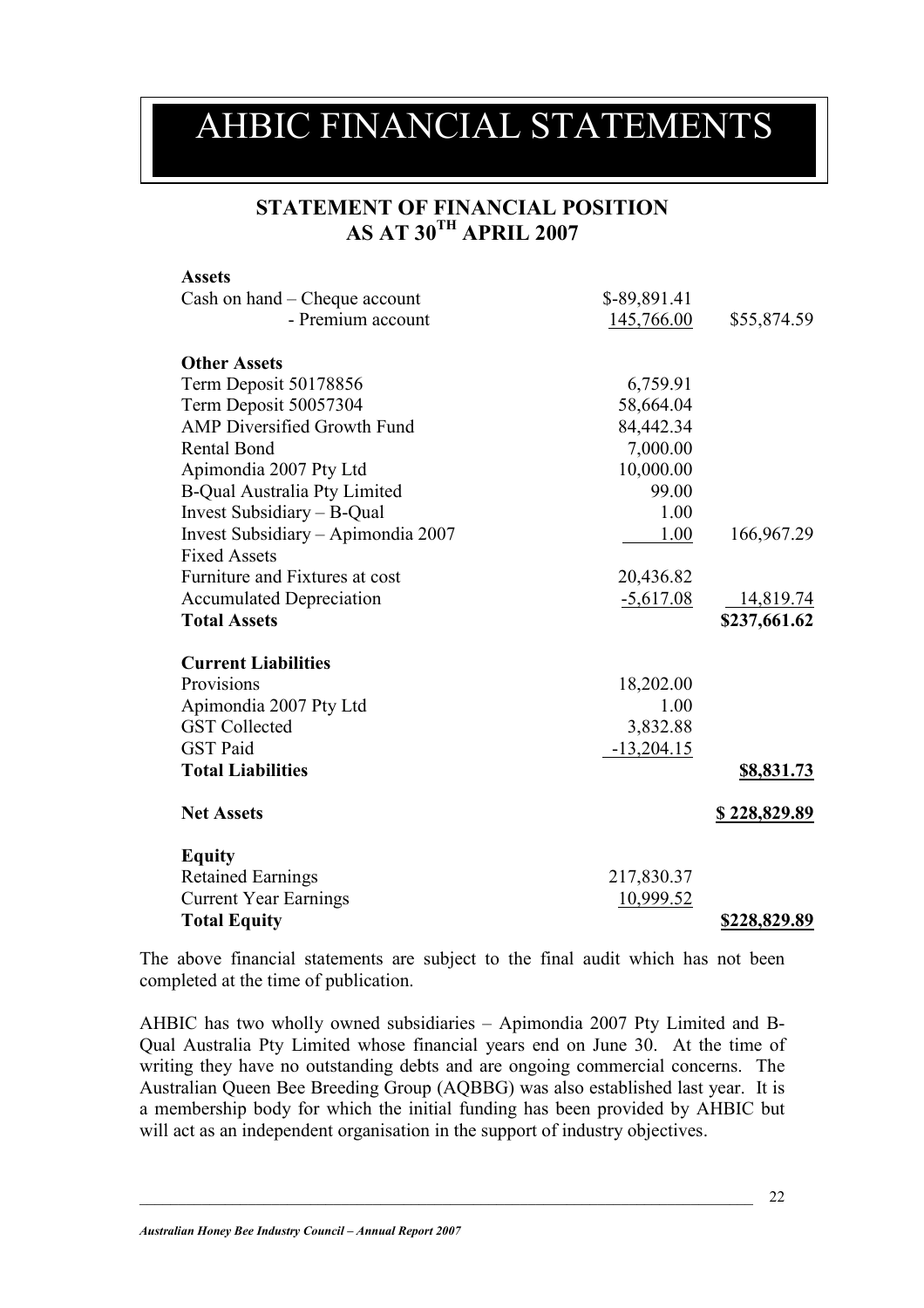# AHBIC FINANCIAL STATEMENTS

## STATEMENT OF FINANCIAL POSITION AS AT 30TH APRIL 2007

| | | |
|---|---|---|
| **Assets** | | |
| Cash on hand – Cheque account | $-89,891.41 | |
| - Premium account | 145,766.00 | $55,874.59 |
| **Other Assets** | | |
| Term Deposit 50178856 | 6,759.91 | |
| Term Deposit 50057304 | 58,664.04 | |
| AMP Diversified Growth Fund | 84,442.34 | |
| Rental Bond | 7,000.00 | |
| Apimondia 2007 Pty Ltd | 10,000.00 | |
| B-Qual Australia Pty Limited | 99.00 | |
| Invest Subsidiary – B-Qual | 1.00 | |
| Invest Subsidiary – Apimondia 2007 | 1.00 | 166,967.29 |
| Fixed Assets | | |
| Furniture and Fixtures at cost | 20,436.82 | |
| Accumulated Depreciation | -5,617.08 | 14,819.74 |
| **Total Assets** | | **$237,661.62** |
| **Current Liabilities** | | |
| Provisions | 18,202.00 | |
| Apimondia 2007 Pty Ltd | 1.00 | |
| GST Collected | 3,832.88 | |
| GST Paid | -13,204.15 | |
| **Total Liabilities** | | **$8,831.73** |
| **Net Assets** | | **$ 228,829.89** |
| **Equity** | | |
| Retained Earnings | 217,830.37 | |
| Current Year Earnings | 10,999.52 | |
| **Total Equity** | | **$228,829.89** |

The above financial statements are subject to the final audit which has not been completed at the time of publication.

AHBIC has two wholly owned subsidiaries – Apimondia 2007 Pty Limited and B-Qual Australia Pty Limited whose financial years end on June 30. At the time of writing they have no outstanding debts and are ongoing commercial concerns. The Australian Queen Bee Breeding Group (AQBBG) was also established last year. It is a membership body for which the initial funding has been provided by AHBIC but will act as an independent organisation in the support of industry objectives.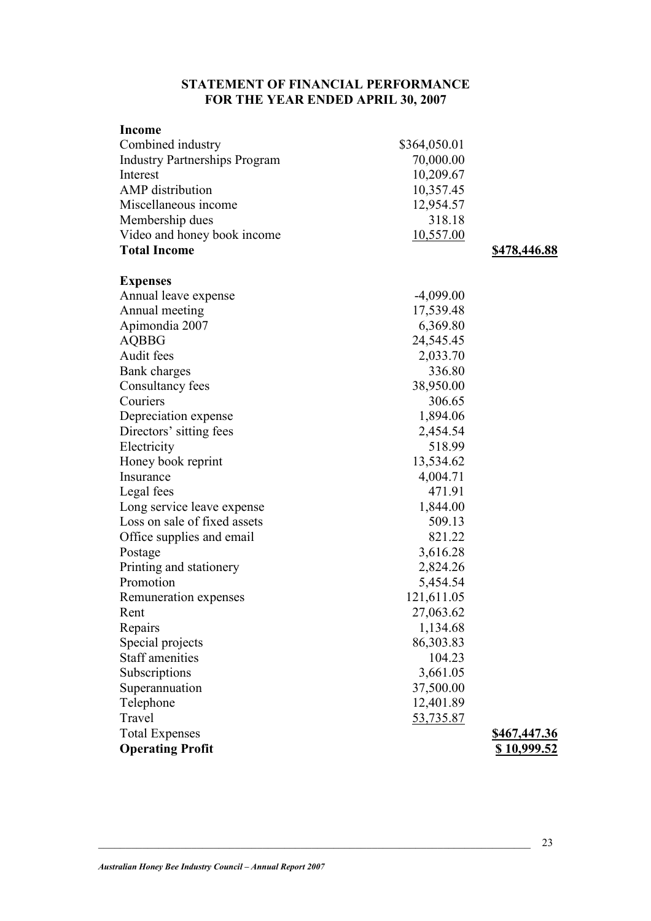## STATEMENT OF FINANCIAL PERFORMANCE
## FOR THE YEAR ENDED APRIL 30, 2007

| | | |
|---|---|---|
| **Income** | | |
| Combined industry | $364,050.01 | |
| Industry Partnerships Program | 70,000.00 | |
| Interest | 10,209.67 | |
| AMP distribution | 10,357.45 | |
| Miscellaneous income | 12,954.57 | |
| Membership dues | 318.18 | |
| Video and honey book income | 10,557.00 | |
| **Total Income** | | **$478,446.88** |
| | | |
| **Expenses** | | |
| Annual leave expense | -4,099.00 | |
| Annual meeting | 17,539.48 | |
| Apimondia 2007 | 6,369.80 | |
| AQBBG | 24,545.45 | |
| Audit fees | 2,033.70 | |
| Bank charges | 336.80 | |
| Consultancy fees | 38,950.00 | |
| Couriers | 306.65 | |
| Depreciation expense | 1,894.06 | |
| Directors' sitting fees | 2,454.54 | |
| Electricity | 518.99 | |
| Honey book reprint | 13,534.62 | |
| Insurance | 4,004.71 | |
| Legal fees | 471.91 | |
| Long service leave expense | 1,844.00 | |
| Loss on sale of fixed assets | 509.13 | |
| Office supplies and email | 821.22 | |
| Postage | 3,616.28 | |
| Printing and stationery | 2,824.26 | |
| Promotion | 5,454.54 | |
| Remuneration expenses | 121,611.05 | |
| Rent | 27,063.62 | |
| Repairs | 1,134.68 | |
| Special projects | 86,303.83 | |
| Staff amenities | 104.23 | |
| Subscriptions | 3,661.05 | |
| Superannuation | 37,500.00 | |
| Telephone | 12,401.89 | |
| Travel | 53,735.87 | |
| Total Expenses | | **$467,447.36** |
| **Operating Profit** | | **$ 10,999.52** |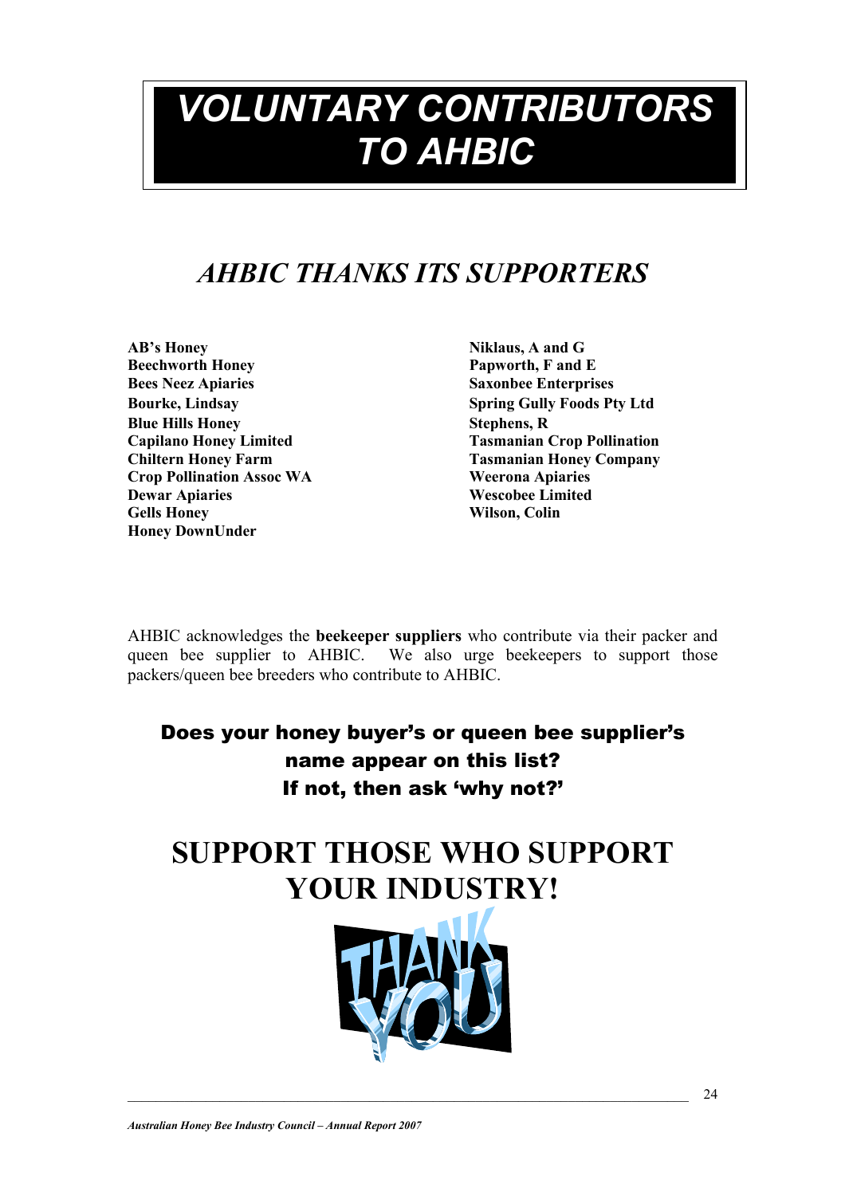# VOLUNTARY CONTRIBUTORS TO AHBIC

## *AHBIC THANKS ITS SUPPORTERS*

**AB's Honey**
**Beechworth Honey**
**Bees Neez Apiaries**
**Bourke, Lindsay**
**Blue Hills Honey**
**Capilano Honey Limited**
**Chiltern Honey Farm**
**Crop Pollination Assoc WA**
**Dewar Apiaries**
**Gells Honey**
**Honey DownUnder**
**Niklaus, A and G**
**Papworth, F and E**
**Saxonbee Enterprises**
**Spring Gully Foods Pty Ltd**
**Stephens, R**
**Tasmanian Crop Pollination**
**Tasmanian Honey Company**
**Weerona Apiaries**
**Wescobee Limited**
**Wilson, Colin**

AHBIC acknowledges the **beekeeper suppliers** who contribute via their packer and queen bee supplier to AHBIC. We also urge beekeepers to support those packers/queen bee breeders who contribute to AHBIC.

**Does your honey buyer's or queen bee supplier's name appear on this list?**
**If not, then ask 'why not?'**

# SUPPORT THOSE WHO SUPPORT YOUR INDUSTRY!

THANK YOU